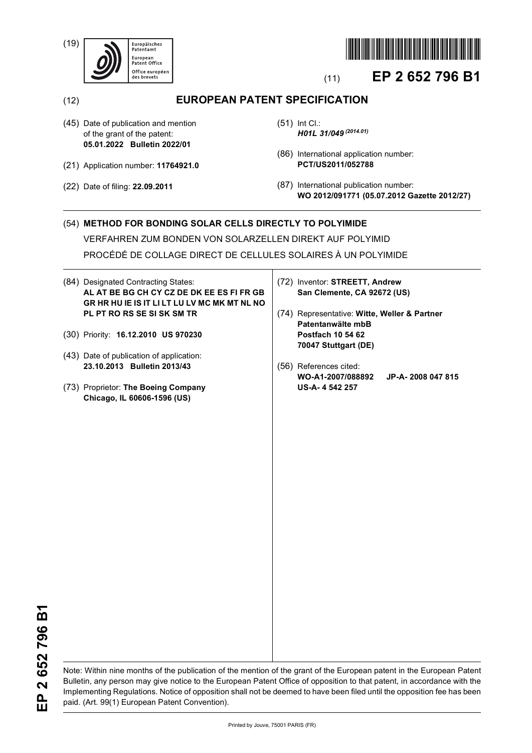(19) Europäisches Patentamt / European Patent Office / Office européen des brevets

(11) **EP 2 652 796 B1**

(12) **EUROPEAN PATENT SPECIFICATION**

(45) Date of publication and mention of the grant of the patent:
**05.01.2022 Bulletin 2022/01**

(21) Application number: **11764921.0**

(22) Date of filing: **22.09.2011**

(51) Int Cl.:
***H01L 31/049** (2014.01)*

(86) International application number:
**PCT/US2011/052788**

(87) International publication number:
**WO 2012/091771 (05.07.2012 Gazette 2012/27)**

(54) **METHOD FOR BONDING SOLAR CELLS DIRECTLY TO POLYIMIDE**

VERFAHREN ZUM BONDEN VON SOLARZELLEN DIREKT AUF POLYIMID

PROCÉDÉ DE COLLAGE DIRECT DE CELLULES SOLAIRES À UN POLYIMIDE

(84) Designated Contracting States:
**AL AT BE BG CH CY CZ DE DK EE ES FI FR GB GR HR HU IE IS IT LI LT LU LV MC MK MT NL NO PL PT RO RS SE SI SK SM TR**

(30) Priority: **16.12.2010 US 970230**

(43) Date of publication of application:
**23.10.2013 Bulletin 2013/43**

(73) Proprietor: **The Boeing Company**
**Chicago, IL 60606-1596 (US)**

(72) Inventor: **STREETT, Andrew**
**San Clemente, CA 92672 (US)**

(74) Representative: **Witte, Weller & Partner Patentanwälte mbB**
**Postfach 10 54 62**
**70047 Stuttgart (DE)**

(56) References cited:
**WO-A1-2007/088892** **JP-A- 2008 047 815**
**US-A- 4 542 257**

Note: Within nine months of the publication of the mention of the grant of the European patent in the European Patent Bulletin, any person may give notice to the European Patent Office of opposition to that patent, in accordance with the Implementing Regulations. Notice of opposition shall not be deemed to have been filed until the opposition fee has been paid. (Art. 99(1) European Patent Convention).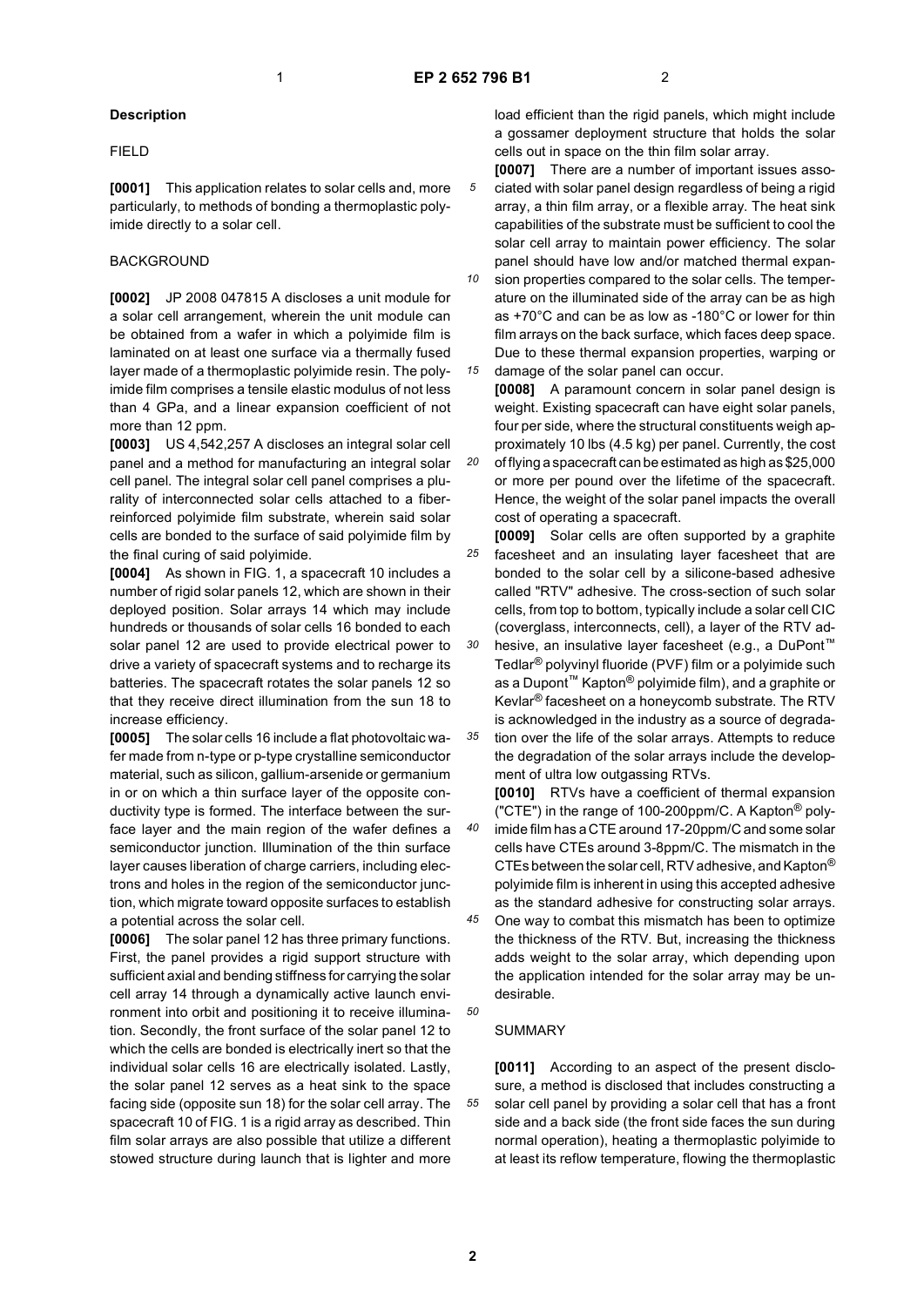## Description

### FIELD

**[0001]** This application relates to solar cells and, more particularly, to methods of bonding a thermoplastic polyimide directly to a solar cell.

### BACKGROUND

**[0002]** JP 2008 047815 A discloses a unit module for a solar cell arrangement, wherein the unit module can be obtained from a wafer in which a polyimide film is laminated on at least one surface via a thermally fused layer made of a thermoplastic polyimide resin. The polyimide film comprises a tensile elastic modulus of not less than 4 GPa, and a linear expansion coefficient of not more than 12 ppm.

**[0003]** US 4,542,257 A discloses an integral solar cell panel and a method for manufacturing an integral solar cell panel. The integral solar cell panel comprises a plurality of interconnected solar cells attached to a fiber-reinforced polyimide film substrate, wherein said solar cells are bonded to the surface of said polyimide film by the final curing of said polyimide.

**[0004]** As shown in FIG. 1, a spacecraft 10 includes a number of rigid solar panels 12, which are shown in their deployed position. Solar arrays 14 which may include hundreds or thousands of solar cells 16 bonded to each solar panel 12 are used to provide electrical power to drive a variety of spacecraft systems and to recharge its batteries. The spacecraft rotates the solar panels 12 so that they receive direct illumination from the sun 18 to increase efficiency.

**[0005]** The solar cells 16 include a flat photovoltaic wafer made from n-type or p-type crystalline semiconductor material, such as silicon, gallium-arsenide or germanium in or on which a thin surface layer of the opposite conductivity type is formed. The interface between the surface layer and the main region of the wafer defines a semiconductor junction. Illumination of the thin surface layer causes liberation of charge carriers, including electrons and holes in the region of the semiconductor junction, which migrate toward opposite surfaces to establish a potential across the solar cell.

**[0006]** The solar panel 12 has three primary functions. First, the panel provides a rigid support structure with sufficient axial and bending stiffness for carrying the solar cell array 14 through a dynamically active launch environment into orbit and positioning it to receive illumination. Secondly, the front surface of the solar panel 12 to which the cells are bonded is electrically inert so that the individual solar cells 16 are electrically isolated. Lastly, the solar panel 12 serves as a heat sink to the space facing side (opposite sun 18) for the solar cell array. The spacecraft 10 of FIG. 1 is a rigid array as described. Thin film solar arrays are also possible that utilize a different stowed structure during launch that is lighter and more load efficient than the rigid panels, which might include a gossamer deployment structure that holds the solar cells out in space on the thin film solar array.

**[0007]** There are a number of important issues associated with solar panel design regardless of being a rigid array, a thin film array, or a flexible array. The heat sink capabilities of the substrate must be sufficient to cool the solar cell array to maintain power efficiency. The solar panel should have low and/or matched thermal expansion properties compared to the solar cells. The temperature on the illuminated side of the array can be as high as +70°C and can be as low as -180°C or lower for thin film arrays on the back surface, which faces deep space. Due to these thermal expansion properties, warping or damage of the solar panel can occur.

**[0008]** A paramount concern in solar panel design is weight. Existing spacecraft can have eight solar panels, four per side, where the structural constituents weigh approximately 10 lbs (4.5 kg) per panel. Currently, the cost of flying a spacecraft can be estimated as high as $25,000 or more per pound over the lifetime of the spacecraft. Hence, the weight of the solar panel impacts the overall cost of operating a spacecraft.

**[0009]** Solar cells are often supported by a graphite facesheet and an insulating layer facesheet that are bonded to the solar cell by a silicone-based adhesive called "RTV" adhesive. The cross-section of such solar cells, from top to bottom, typically include a solar cell CIC (coverglass, interconnects, cell), a layer of the RTV adhesive, an insulative layer facesheet (e.g., a DuPont™ Tedlar® polyvinyl fluoride (PVF) film or a polyimide such as a Dupont™ Kapton® polyimide film), and a graphite or Kevlar® facesheet on a honeycomb substrate. The RTV is acknowledged in the industry as a source of degradation over the life of the solar arrays. Attempts to reduce the degradation of the solar arrays include the development of ultra low outgassing RTVs.

**[0010]** RTVs have a coefficient of thermal expansion ("CTE") in the range of 100-200ppm/C. A Kapton® polyimide film has a CTE around 17-20ppm/C and some solar cells have CTEs around 3-8ppm/C. The mismatch in the CTEs between the solar cell, RTV adhesive, and Kapton® polyimide film is inherent in using this accepted adhesive as the standard adhesive for constructing solar arrays. One way to combat this mismatch has been to optimize the thickness of the RTV. But, increasing the thickness adds weight to the solar array, which depending upon the application intended for the solar array may be undesirable.

### SUMMARY

**[0011]** According to an aspect of the present disclosure, a method is disclosed that includes constructing a solar cell panel by providing a solar cell that has a front side and a back side (the front side faces the sun during normal operation), heating a thermoplastic polyimide to at least its reflow temperature, flowing the thermoplastic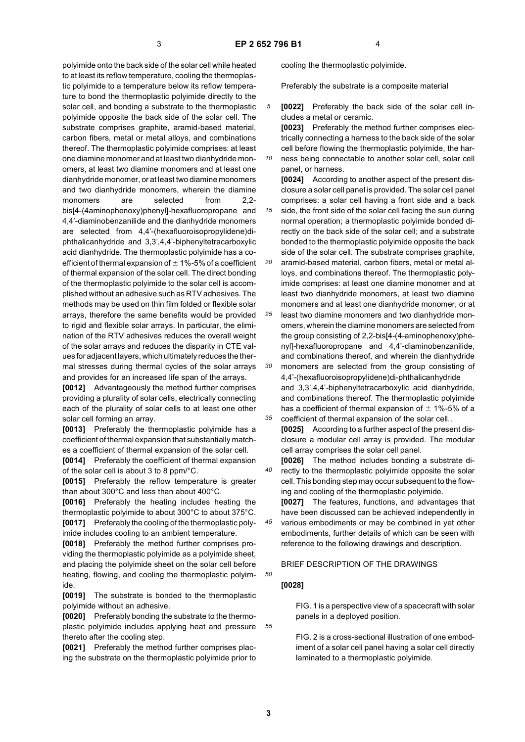polyimide onto the back side of the solar cell while heated to at least its reflow temperature, cooling the thermoplastic polyimide to a temperature below its reflow temperature to bond the thermoplastic polyimide directly to the solar cell, and bonding a substrate to the thermoplastic polyimide opposite the back side of the solar cell. The substrate comprises graphite, aramid-based material, carbon fibers, metal or metal alloys, and combinations thereof. The thermoplastic polyimide comprises: at least one diamine monomer and at least two dianhydride monomers, at least two diamine monomers and at least one dianhydride monomer, or at least two diamine monomers and two dianhydride monomers, wherein the diamine monomers are selected from 2,2-bis[4-(4aminophenoxy)phenyl]-hexafluoropropane and 4,4'-diaminobenzanilide and the dianhydride monomers are selected from 4,4'-(hexafluoroisopropylidene)diphthalicanhydride and 3,3',4,4'-biphenyltetracarboxylic acid dianhydride. The thermoplastic polyimide has a coefficient of thermal expansion of ± 1%-5% of a coefficient of thermal expansion of the solar cell. The direct bonding of the thermoplastic polyimide to the solar cell is accomplished without an adhesive such as RTV adhesives. The methods may be used on thin film folded or flexible solar arrays, therefore the same benefits would be provided to rigid and flexible solar arrays. In particular, the elimination of the RTV adhesives reduces the overall weight of the solar arrays and reduces the disparity in CTE values for adjacent layers, which ultimately reduces the thermal stresses during thermal cycles of the solar arrays and provides for an increased life span of the arrays.

**[0012]** Advantageously the method further comprises providing a plurality of solar cells, electrically connecting each of the plurality of solar cells to at least one other solar cell forming an array.

**[0013]** Preferably the thermoplastic polyimide has a coefficient of thermal expansion that substantially matches a coefficient of thermal expansion of the solar cell.

**[0014]** Preferably the coefficient of thermal expansion of the solar cell is about 3 to 8 ppm/°C.

**[0015]** Preferably the reflow temperature is greater than about 300°C and less than about 400°C.

**[0016]** Preferably the heating includes heating the thermoplastic polyimide to about 300°C to about 375°C.

**[0017]** Preferably the cooling of the thermoplastic polyimide includes cooling to an ambient temperature.

**[0018]** Preferably the method further comprises providing the thermoplastic polyimide as a polyimide sheet, and placing the polyimide sheet on the solar cell before heating, flowing, and cooling the thermoplastic polyimide.

**[0019]** The substrate is bonded to the thermoplastic polyimide without an adhesive.

**[0020]** Preferably bonding the substrate to the thermoplastic polyimide includes applying heat and pressure thereto after the cooling step.

**[0021]** Preferably the method further comprises placing the substrate on the thermoplastic polyimide prior to cooling the thermoplastic polyimide.

Preferably the substrate is a composite material

**[0022]** Preferably the back side of the solar cell includes a metal or ceramic.

**[0023]** Preferably the method further comprises electrically connecting a harness to the back side of the solar cell before flowing the thermoplastic polyimide, the harness being connectable to another solar cell, solar cell panel, or harness.

**[0024]** According to another aspect of the present disclosure a solar cell panel is provided. The solar cell panel comprises: a solar cell having a front side and a back side, the front side of the solar cell facing the sun during normal operation; a thermoplastic polyimide bonded directly on the back side of the solar cell; and a substrate bonded to the thermoplastic polyimide opposite the back side of the solar cell. The substrate comprises graphite, aramid-based material, carbon fibers, metal or metal alloys, and combinations thereof. The thermoplastic polyimide comprises: at least one diamine monomer and at least two dianhydride monomers, at least two diamine monomers and at least one dianhydride monomer, or at least two diamine monomers and two dianhydride monomers, wherein the diamine monomers are selected from the group consisting of 2,2-bis[4-(4-aminophenoxy)phenyl]-hexafluoropropane and 4,4'-diaminobenzanilide, and combinations thereof, and wherein the dianhydride monomers are selected from the group consisting of 4,4'-(hexafluoroisopropylidene)di-phthalicanhydride and 3,3',4,4'-biphenyltetracarboxylic acid dianhydride, and combinations thereof. The thermoplastic polyimide has a coefficient of thermal expansion of ± 1%-5% of a coefficient of thermal expansion of the solar cell..

**[0025]** According to a further aspect of the present disclosure a modular cell array is provided. The modular cell array comprises the solar cell panel.

**[0026]** The method includes bonding a substrate directly to the thermoplastic polyimide opposite the solar cell. This bonding step may occur subsequent to the flowing and cooling of the thermoplastic polyimide.

**[0027]** The features, functions, and advantages that have been discussed can be achieved independently in various embodiments or may be combined in yet other embodiments, further details of which can be seen with reference to the following drawings and description.

## BRIEF DESCRIPTION OF THE DRAWINGS

**[0028]**

FIG. 1 is a perspective view of a spacecraft with solar panels in a deployed position.

FIG. 2 is a cross-sectional illustration of one embodiment of a solar cell panel having a solar cell directly laminated to a thermoplastic polyimide.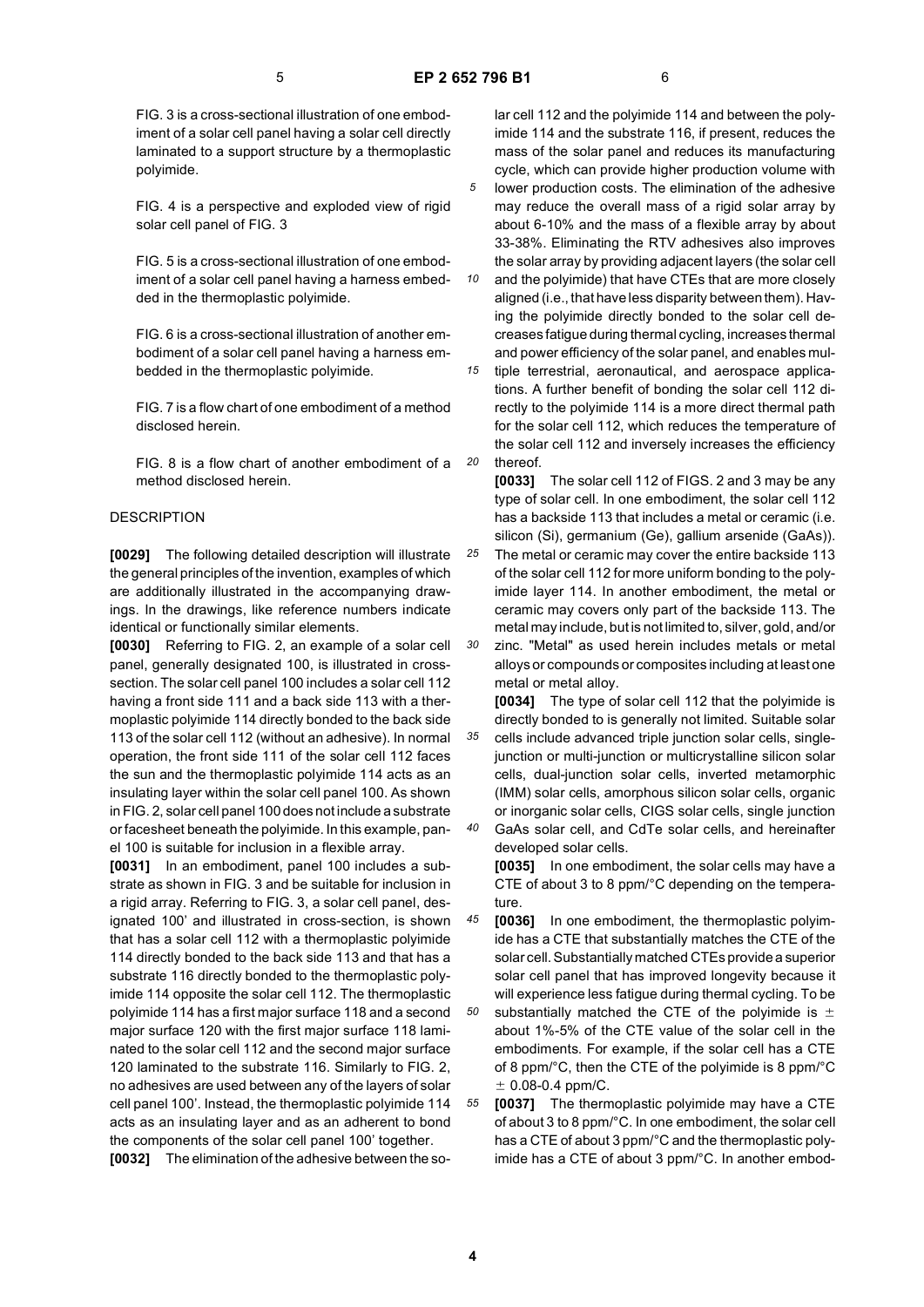FIG. 3 is a cross-sectional illustration of one embodiment of a solar cell panel having a solar cell directly laminated to a support structure by a thermoplastic polyimide.

FIG. 4 is a perspective and exploded view of rigid solar cell panel of FIG. 3

FIG. 5 is a cross-sectional illustration of one embodiment of a solar cell panel having a harness embedded in the thermoplastic polyimide.

FIG. 6 is a cross-sectional illustration of another embodiment of a solar cell panel having a harness embedded in the thermoplastic polyimide.

FIG. 7 is a flow chart of one embodiment of a method disclosed herein.

FIG. 8 is a flow chart of another embodiment of a method disclosed herein.

## DESCRIPTION

**[0029]** The following detailed description will illustrate the general principles of the invention, examples of which are additionally illustrated in the accompanying drawings. In the drawings, like reference numbers indicate identical or functionally similar elements.

**[0030]** Referring to FIG. 2, an example of a solar cell panel, generally designated 100, is illustrated in cross-section. The solar cell panel 100 includes a solar cell 112 having a front side 111 and a back side 113 with a thermoplastic polyimide 114 directly bonded to the back side 113 of the solar cell 112 (without an adhesive). In normal operation, the front side 111 of the solar cell 112 faces the sun and the thermoplastic polyimide 114 acts as an insulating layer within the solar cell panel 100. As shown in FIG. 2, solar cell panel 100 does not include a substrate or facesheet beneath the polyimide. In this example, panel 100 is suitable for inclusion in a flexible array.

**[0031]** In an embodiment, panel 100 includes a substrate as shown in FIG. 3 and be suitable for inclusion in a rigid array. Referring to FIG. 3, a solar cell panel, designated 100' and illustrated in cross-section, is shown that has a solar cell 112 with a thermoplastic polyimide 114 directly bonded to the back side 113 and that has a substrate 116 directly bonded to the thermoplastic polyimide 114 opposite the solar cell 112. The thermoplastic polyimide 114 has a first major surface 118 and a second major surface 120 with the first major surface 118 laminated to the solar cell 112 and the second major surface 120 laminated to the substrate 116. Similarly to FIG. 2, no adhesives are used between any of the layers of solar cell panel 100'. Instead, the thermoplastic polyimide 114 acts as an insulating layer and as an adherent to bond the components of the solar cell panel 100' together.

**[0032]** The elimination of the adhesive between the solar cell 112 and the polyimide 114 and between the polyimide 114 and the substrate 116, if present, reduces the mass of the solar panel and reduces its manufacturing cycle, which can provide higher production volume with lower production costs. The elimination of the adhesive may reduce the overall mass of a rigid solar array by about 6-10% and the mass of a flexible array by about 33-38%. Eliminating the RTV adhesives also improves the solar array by providing adjacent layers (the solar cell and the polyimide) that have CTEs that are more closely aligned (i.e., that have less disparity between them). Having the polyimide directly bonded to the solar cell decreases fatigue during thermal cycling, increases thermal and power efficiency of the solar panel, and enables multiple terrestrial, aeronautical, and aerospace applications. A further benefit of bonding the solar cell 112 directly to the polyimide 114 is a more direct thermal path for the solar cell 112, which reduces the temperature of the solar cell 112 and inversely increases the efficiency thereof.

**[0033]** The solar cell 112 of FIGS. 2 and 3 may be any type of solar cell. In one embodiment, the solar cell 112 has a backside 113 that includes a metal or ceramic (i.e. silicon (Si), germanium (Ge), gallium arsenide (GaAs)). The metal or ceramic may cover the entire backside 113 of the solar cell 112 for more uniform bonding to the polyimide layer 114. In another embodiment, the metal or ceramic may covers only part of the backside 113. The metal may include, but is not limited to, silver, gold, and/or zinc. "Metal" as used herein includes metals or metal alloys or compounds or composites including at least one metal or metal alloy.

**[0034]** The type of solar cell 112 that the polyimide is directly bonded to is generally not limited. Suitable solar cells include advanced triple junction solar cells, single-junction or multi-junction or multicrystalline silicon solar cells, dual-junction solar cells, inverted metamorphic (IMM) solar cells, amorphous silicon solar cells, organic or inorganic solar cells, CIGS solar cells, single junction GaAs solar cell, and CdTe solar cells, and hereinafter developed solar cells.

**[0035]** In one embodiment, the solar cells may have a CTE of about 3 to 8 ppm/°C depending on the temperature.

**[0036]** In one embodiment, the thermoplastic polyimide has a CTE that substantially matches the CTE of the solar cell. Substantially matched CTEs provide a superior solar cell panel that has improved longevity because it will experience less fatigue during thermal cycling. To be substantially matched the CTE of the polyimide is ± about 1%-5% of the CTE value of the solar cell in the embodiments. For example, if the solar cell has a CTE of 8 ppm/°C, then the CTE of the polyimide is 8 ppm/°C ± 0.08-0.4 ppm/C.

**[0037]** The thermoplastic polyimide may have a CTE of about 3 to 8 ppm/°C. In one embodiment, the solar cell has a CTE of about 3 ppm/°C and the thermoplastic polyimide has a CTE of about 3 ppm/°C. In another embod-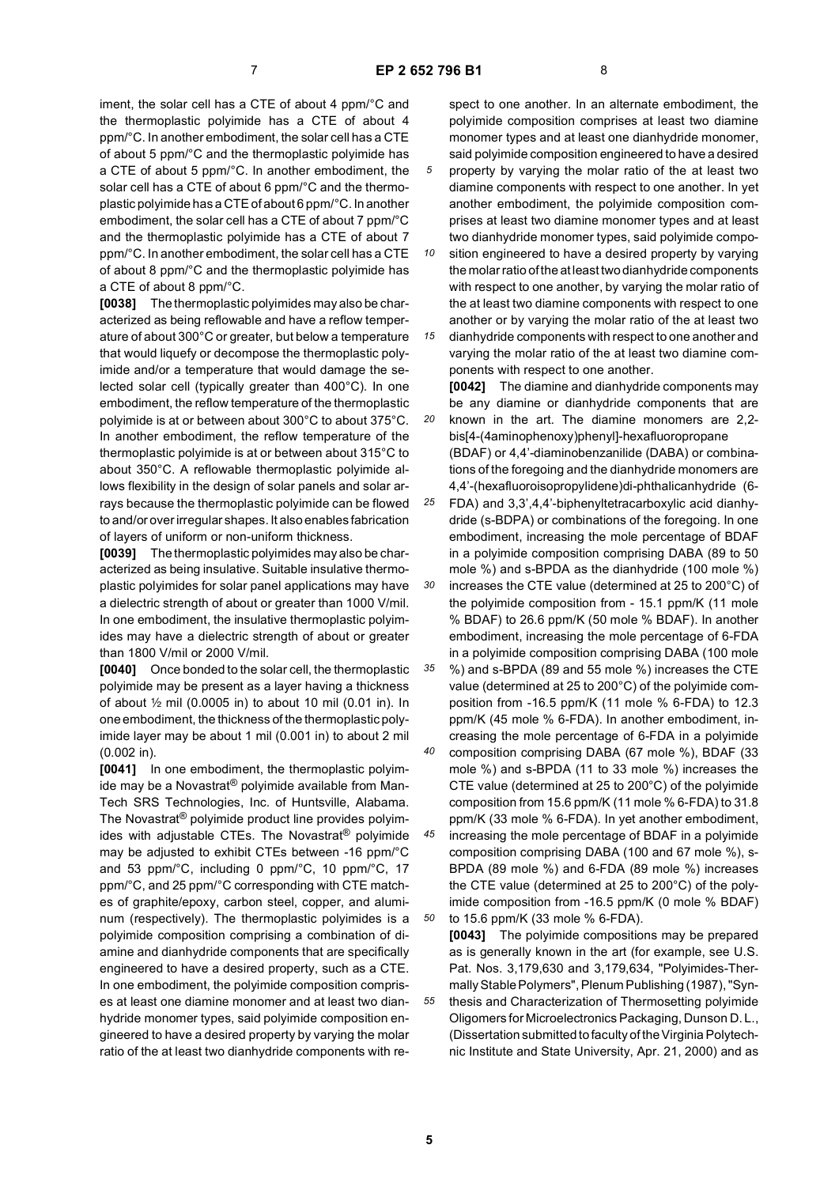iment, the solar cell has a CTE of about 4 ppm/°C and the thermoplastic polyimide has a CTE of about 4 ppm/°C. In another embodiment, the solar cell has a CTE of about 5 ppm/°C and the thermoplastic polyimide has a CTE of about 5 ppm/°C. In another embodiment, the solar cell has a CTE of about 6 ppm/°C and the thermoplastic polyimide has a CTE of about 6 ppm/°C. In another embodiment, the solar cell has a CTE of about 7 ppm/°C and the thermoplastic polyimide has a CTE of about 7 ppm/°C. In another embodiment, the solar cell has a CTE of about 8 ppm/°C and the thermoplastic polyimide has a CTE of about 8 ppm/°C.

**[0038]** The thermoplastic polyimides may also be characterized as being reflowable and have a reflow temperature of about 300°C or greater, but below a temperature that would liquefy or decompose the thermoplastic polyimide and/or a temperature that would damage the selected solar cell (typically greater than 400°C). In one embodiment, the reflow temperature of the thermoplastic polyimide is at or between about 300°C to about 375°C. In another embodiment, the reflow temperature of the thermoplastic polyimide is at or between about 315°C to about 350°C. A reflowable thermoplastic polyimide allows flexibility in the design of solar panels and solar arrays because the thermoplastic polyimide can be flowed to and/or over irregular shapes. It also enables fabrication of layers of uniform or non-uniform thickness.

**[0039]** The thermoplastic polyimides may also be characterized as being insulative. Suitable insulative thermoplastic polyimides for solar panel applications may have a dielectric strength of about or greater than 1000 V/mil. In one embodiment, the insulative thermoplastic polyimides may have a dielectric strength of about or greater than 1800 V/mil or 2000 V/mil.

**[0040]** Once bonded to the solar cell, the thermoplastic polyimide may be present as a layer having a thickness of about ½ mil (0.0005 in) to about 10 mil (0.01 in). In one embodiment, the thickness of the thermoplastic polyimide layer may be about 1 mil (0.001 in) to about 2 mil (0.002 in).

**[0041]** In one embodiment, the thermoplastic polyimide may be a Novastrat® polyimide available from ManTech SRS Technologies, Inc. of Huntsville, Alabama. The Novastrat® polyimide product line provides polyimides with adjustable CTEs. The Novastrat® polyimide may be adjusted to exhibit CTEs between -16 ppm/°C and 53 ppm/°C, including 0 ppm/°C, 10 ppm/°C, 17 ppm/°C, and 25 ppm/°C corresponding with CTE matches of graphite/epoxy, carbon steel, copper, and aluminum (respectively). The thermoplastic polyimides is a polyimide composition comprising a combination of diamine and dianhydride components that are specifically engineered to have a desired property, such as a CTE. In one embodiment, the polyimide composition comprises at least one diamine monomer and at least two dianhydride monomer types, said polyimide composition engineered to have a desired property by varying the molar ratio of the at least two dianhydride components with respect to one another. In an alternate embodiment, the polyimide composition comprises at least two diamine monomer types and at least one dianhydride monomer, said polyimide composition engineered to have a desired property by varying the molar ratio of the at least two diamine components with respect to one another. In yet another embodiment, the polyimide composition comprises at least two diamine monomer types and at least two dianhydride monomer types, said polyimide composition engineered to have a desired property by varying the molar ratio of the at least two dianhydride components with respect to one another, by varying the molar ratio of the at least two diamine components with respect to one another or by varying the molar ratio of the at least two dianhydride components with respect to one another and varying the molar ratio of the at least two diamine components with respect to one another.

**[0042]** The diamine and dianhydride components may be any diamine or dianhydride components that are known in the art. The diamine monomers are 2,2-bis[4-(4aminophenoxy)phenyl]-hexafluoropropane (BDAF) or 4,4'-diaminobenzanilide (DABA) or combinations of the foregoing and the dianhydride monomers are 4,4'-(hexafluoroisopropylidene)di-phthalicanhydride (6-FDA) and 3,3',4,4'-biphenyltetracarboxylic acid dianhydride (s-BDPA) or combinations of the foregoing. In one embodiment, increasing the mole percentage of BDAF in a polyimide composition comprising DABA (89 to 50 mole %) and s-BPDA as the dianhydride (100 mole %) increases the CTE value (determined at 25 to 200°C) of the polyimide composition from - 15.1 ppm/K (11 mole % BDAF) to 26.6 ppm/K (50 mole % BDAF). In another embodiment, increasing the mole percentage of 6-FDA in a polyimide composition comprising DABA (100 mole %) and s-BPDA (89 and 55 mole %) increases the CTE value (determined at 25 to 200°C) of the polyimide composition from -16.5 ppm/K (11 mole % 6-FDA) to 12.3 ppm/K (45 mole % 6-FDA). In another embodiment, increasing the mole percentage of 6-FDA in a polyimide composition comprising DABA (67 mole %), BDAF (33 mole %) and s-BPDA (11 to 33 mole %) increases the CTE value (determined at 25 to 200°C) of the polyimide composition from 15.6 ppm/K (11 mole % 6-FDA) to 31.8 ppm/K (33 mole % 6-FDA). In yet another embodiment, increasing the mole percentage of BDAF in a polyimide composition comprising DABA (100 and 67 mole %), s-BPDA (89 mole %) and 6-FDA (89 mole %) increases the CTE value (determined at 25 to 200°C) of the polyimide composition from -16.5 ppm/K (0 mole % BDAF) to 15.6 ppm/K (33 mole % 6-FDA).

**[0043]** The polyimide compositions may be prepared as is generally known in the art (for example, see U.S. Pat. Nos. 3,179,630 and 3,179,634, "Polyimides-Thermally Stable Polymers", Plenum Publishing (1987), "Synthesis and Characterization of Thermosetting polyimide Oligomers for Microelectronics Packaging, Dunson D. L., (Dissertation submitted to faculty of the Virginia Polytechnic Institute and State University, Apr. 21, 2000) and as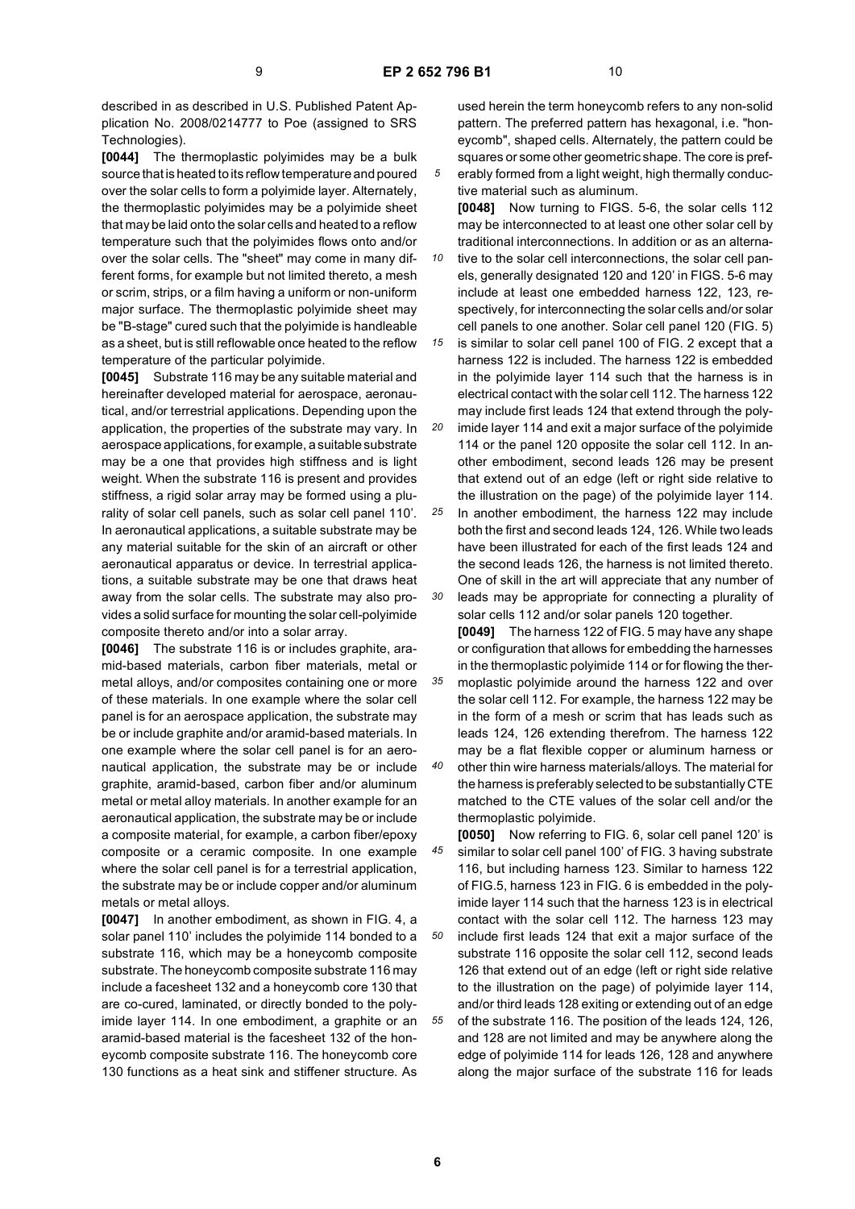described in as described in U.S. Published Patent Application No. 2008/0214777 to Poe (assigned to SRS Technologies).

**[0044]** The thermoplastic polyimides may be a bulk source that is heated to its reflow temperature and poured over the solar cells to form a polyimide layer. Alternately, the thermoplastic polyimides may be a polyimide sheet that may be laid onto the solar cells and heated to a reflow temperature such that the polyimides flows onto and/or over the solar cells. The "sheet" may come in many different forms, for example but not limited thereto, a mesh or scrim, strips, or a film having a uniform or non-uniform major surface. The thermoplastic polyimide sheet may be "B-stage" cured such that the polyimide is handleable as a sheet, but is still reflowable once heated to the reflow temperature of the particular polyimide.

**[0045]** Substrate 116 may be any suitable material and hereinafter developed material for aerospace, aeronautical, and/or terrestrial applications. Depending upon the application, the properties of the substrate may vary. In aerospace applications, for example, a suitable substrate may be a one that provides high stiffness and is light weight. When the substrate 116 is present and provides stiffness, a rigid solar array may be formed using a plurality of solar cell panels, such as solar cell panel 110'. In aeronautical applications, a suitable substrate may be any material suitable for the skin of an aircraft or other aeronautical apparatus or device. In terrestrial applications, a suitable substrate may be one that draws heat away from the solar cells. The substrate may also provides a solid surface for mounting the solar cell-polyimide composite thereto and/or into a solar array.

**[0046]** The substrate 116 is or includes graphite, aramid-based materials, carbon fiber materials, metal or metal alloys, and/or composites containing one or more of these materials. In one example where the solar cell panel is for an aerospace application, the substrate may be or include graphite and/or aramid-based materials. In one example where the solar cell panel is for an aeronautical application, the substrate may be or include graphite, aramid-based, carbon fiber and/or aluminum metal or metal alloy materials. In another example for an aeronautical application, the substrate may be or include a composite material, for example, a carbon fiber/epoxy composite or a ceramic composite. In one example where the solar cell panel is for a terrestrial application, the substrate may be or include copper and/or aluminum metals or metal alloys.

**[0047]** In another embodiment, as shown in FIG. 4, a solar panel 110' includes the polyimide 114 bonded to a substrate 116, which may be a honeycomb composite substrate. The honeycomb composite substrate 116 may include a facesheet 132 and a honeycomb core 130 that are co-cured, laminated, or directly bonded to the polyimide layer 114. In one embodiment, a graphite or an aramid-based material is the facesheet 132 of the honeycomb composite substrate 116. The honeycomb core 130 functions as a heat sink and stiffener structure. As used herein the term honeycomb refers to any non-solid pattern. The preferred pattern has hexagonal, i.e. "honeycomb", shaped cells. Alternately, the pattern could be squares or some other geometric shape. The core is preferably formed from a light weight, high thermally conductive material such as aluminum.

**[0048]** Now turning to FIGS. 5-6, the solar cells 112 may be interconnected to at least one other solar cell by traditional interconnections. In addition or as an alternative to the solar cell interconnections, the solar cell panels, generally designated 120 and 120' in FIGS. 5-6 may include at least one embedded harness 122, 123, respectively, for interconnecting the solar cells and/or solar cell panels to one another. Solar cell panel 120 (FIG. 5) is similar to solar cell panel 100 of FIG. 2 except that a harness 122 is included. The harness 122 is embedded in the polyimide layer 114 such that the harness is in electrical contact with the solar cell 112. The harness 122 may include first leads 124 that extend through the polyimide layer 114 and exit a major surface of the polyimide 114 or the panel 120 opposite the solar cell 112. In another embodiment, second leads 126 may be present that extend out of an edge (left or right side relative to the illustration on the page) of the polyimide layer 114. In another embodiment, the harness 122 may include both the first and second leads 124, 126. While two leads have been illustrated for each of the first leads 124 and the second leads 126, the harness is not limited thereto. One of skill in the art will appreciate that any number of leads may be appropriate for connecting a plurality of solar cells 112 and/or solar panels 120 together.

**[0049]** The harness 122 of FIG. 5 may have any shape or configuration that allows for embedding the harnesses in the thermoplastic polyimide 114 or for flowing the thermoplastic polyimide around the harness 122 and over the solar cell 112. For example, the harness 122 may be in the form of a mesh or scrim that has leads such as leads 124, 126 extending therefrom. The harness 122 may be a flat flexible copper or aluminum harness or other thin wire harness materials/alloys. The material for the harness is preferably selected to be substantially CTE matched to the CTE values of the solar cell and/or the thermoplastic polyimide.

**[0050]** Now referring to FIG. 6, solar cell panel 120' is similar to solar cell panel 100' of FIG. 3 having substrate 116, but including harness 123. Similar to harness 122 of FIG.5, harness 123 in FIG. 6 is embedded in the polyimide layer 114 such that the harness 123 is in electrical contact with the solar cell 112. The harness 123 may include first leads 124 that exit a major surface of the substrate 116 opposite the solar cell 112, second leads 126 that extend out of an edge (left or right side relative to the illustration on the page) of polyimide layer 114, and/or third leads 128 exiting or extending out of an edge of the substrate 116. The position of the leads 124, 126, and 128 are not limited and may be anywhere along the edge of polyimide 114 for leads 126, 128 and anywhere along the major surface of the substrate 116 for leads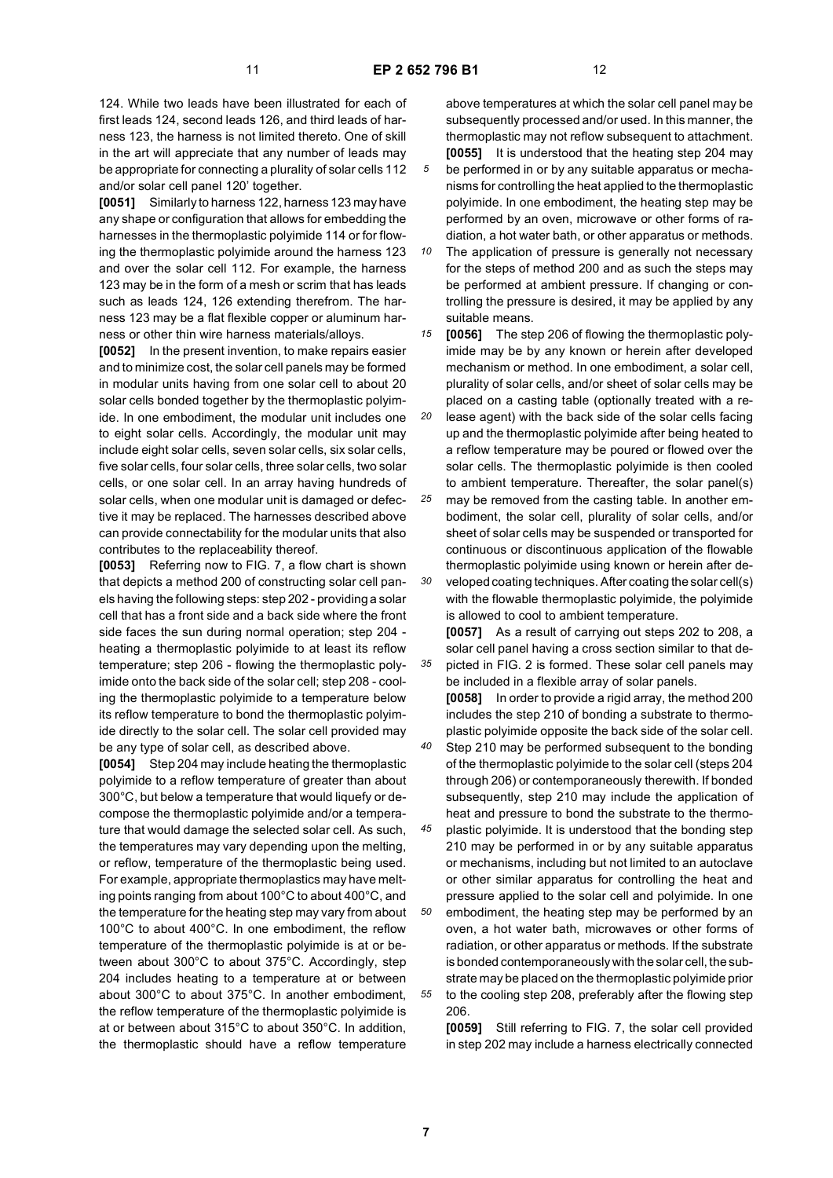124. While two leads have been illustrated for each of first leads 124, second leads 126, and third leads of harness 123, the harness is not limited thereto. One of skill in the art will appreciate that any number of leads may be appropriate for connecting a plurality of solar cells 112 and/or solar cell panel 120' together.

**[0051]** Similarly to harness 122, harness 123 may have any shape or configuration that allows for embedding the harnesses in the thermoplastic polyimide 114 or for flowing the thermoplastic polyimide around the harness 123 and over the solar cell 112. For example, the harness 123 may be in the form of a mesh or scrim that has leads such as leads 124, 126 extending therefrom. The harness 123 may be a flat flexible copper or aluminum harness or other thin wire harness materials/alloys.

**[0052]** In the present invention, to make repairs easier and to minimize cost, the solar cell panels may be formed in modular units having from one solar cell to about 20 solar cells bonded together by the thermoplastic polyimide. In one embodiment, the modular unit includes one to eight solar cells. Accordingly, the modular unit may include eight solar cells, seven solar cells, six solar cells, five solar cells, four solar cells, three solar cells, two solar cells, or one solar cell. In an array having hundreds of solar cells, when one modular unit is damaged or defective it may be replaced. The harnesses described above can provide connectability for the modular units that also contributes to the replaceability thereof.

**[0053]** Referring now to FIG. 7, a flow chart is shown that depicts a method 200 of constructing solar cell panels having the following steps: step 202 - providing a solar cell that has a front side and a back side where the front side faces the sun during normal operation; step 204 - heating a thermoplastic polyimide to at least its reflow temperature; step 206 - flowing the thermoplastic polyimide onto the back side of the solar cell; step 208 - cooling the thermoplastic polyimide to a temperature below its reflow temperature to bond the thermoplastic polyimide directly to the solar cell. The solar cell provided may be any type of solar cell, as described above.

**[0054]** Step 204 may include heating the thermoplastic polyimide to a reflow temperature of greater than about 300°C, but below a temperature that would liquefy or decompose the thermoplastic polyimide and/or a temperature that would damage the selected solar cell. As such, the temperatures may vary depending upon the melting, or reflow, temperature of the thermoplastic being used. For example, appropriate thermoplastics may have melting points ranging from about 100°C to about 400°C, and the temperature for the heating step may vary from about 100°C to about 400°C. In one embodiment, the reflow temperature of the thermoplastic polyimide is at or between about 300°C to about 375°C. Accordingly, step 204 includes heating to a temperature at or between about 300°C to about 375°C. In another embodiment, the reflow temperature of the thermoplastic polyimide is at or between about 315°C to about 350°C. In addition, the thermoplastic should have a reflow temperature above temperatures at which the solar cell panel may be subsequently processed and/or used. In this manner, the thermoplastic may not reflow subsequent to attachment.

**[0055]** It is understood that the heating step 204 may be performed in or by any suitable apparatus or mechanisms for controlling the heat applied to the thermoplastic polyimide. In one embodiment, the heating step may be performed by an oven, microwave or other forms of radiation, a hot water bath, or other apparatus or methods. The application of pressure is generally not necessary for the steps of method 200 and as such the steps may be performed at ambient pressure. If changing or controlling the pressure is desired, it may be applied by any suitable means.

**[0056]** The step 206 of flowing the thermoplastic polyimide may be by any known or herein after developed mechanism or method. In one embodiment, a solar cell, plurality of solar cells, and/or sheet of solar cells may be placed on a casting table (optionally treated with a release agent) with the back side of the solar cells facing up and the thermoplastic polyimide after being heated to a reflow temperature may be poured or flowed over the solar cells. The thermoplastic polyimide is then cooled to ambient temperature. Thereafter, the solar panel(s) may be removed from the casting table. In another embodiment, the solar cell, plurality of solar cells, and/or sheet of solar cells may be suspended or transported for continuous or discontinuous application of the flowable thermoplastic polyimide using known or herein after developed coating techniques. After coating the solar cell(s) with the flowable thermoplastic polyimide, the polyimide is allowed to cool to ambient temperature.

**[0057]** As a result of carrying out steps 202 to 208, a solar cell panel having a cross section similar to that depicted in FIG. 2 is formed. These solar cell panels may be included in a flexible array of solar panels.

**[0058]** In order to provide a rigid array, the method 200 includes the step 210 of bonding a substrate to thermoplastic polyimide opposite the back side of the solar cell. Step 210 may be performed subsequent to the bonding of the thermoplastic polyimide to the solar cell (steps 204 through 206) or contemporaneously therewith. If bonded subsequently, step 210 may include the application of heat and pressure to bond the substrate to the thermoplastic polyimide. It is understood that the bonding step 210 may be performed in or by any suitable apparatus or mechanisms, including but not limited to an autoclave or other similar apparatus for controlling the heat and pressure applied to the solar cell and polyimide. In one embodiment, the heating step may be performed by an oven, a hot water bath, microwaves or other forms of radiation, or other apparatus or methods. If the substrate is bonded contemporaneously with the solar cell, the substrate may be placed on the thermoplastic polyimide prior to the cooling step 208, preferably after the flowing step 206.

**[0059]** Still referring to FIG. 7, the solar cell provided in step 202 may include a harness electrically connected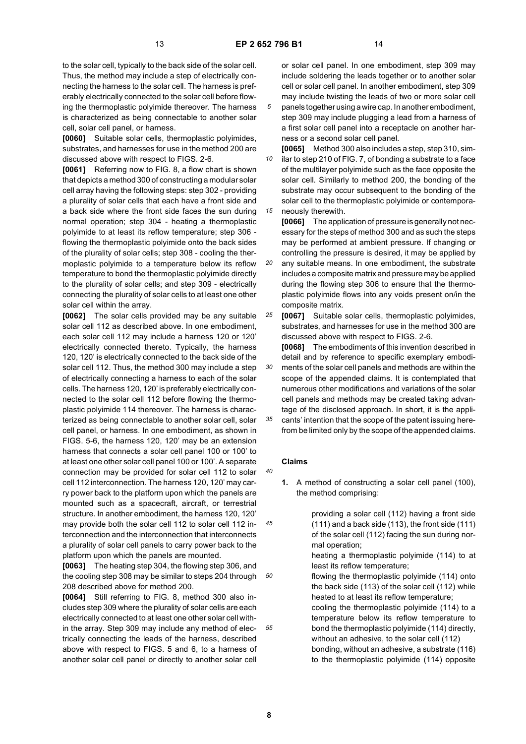to the solar cell, typically to the back side of the solar cell. Thus, the method may include a step of electrically connecting the harness to the solar cell. The harness is preferably electrically connected to the solar cell before flowing the thermoplastic polyimide thereover. The harness is characterized as being connectable to another solar cell, solar cell panel, or harness.

**[0060]** Suitable solar cells, thermoplastic polyimides, substrates, and harnesses for use in the method 200 are discussed above with respect to FIGS. 2-6.

**[0061]** Referring now to FIG. 8, a flow chart is shown that depicts a method 300 of constructing a modular solar cell array having the following steps: step 302 - providing a plurality of solar cells that each have a front side and a back side where the front side faces the sun during normal operation; step 304 - heating a thermoplastic polyimide to at least its reflow temperature; step 306 - flowing the thermoplastic polyimide onto the back sides of the plurality of solar cells; step 308 - cooling the thermoplastic polyimide to a temperature below its reflow temperature to bond the thermoplastic polyimide directly to the plurality of solar cells; and step 309 - electrically connecting the plurality of solar cells to at least one other solar cell within the array.

**[0062]** The solar cells provided may be any suitable solar cell 112 as described above. In one embodiment, each solar cell 112 may include a harness 120 or 120' electrically connected thereto. Typically, the harness 120, 120' is electrically connected to the back side of the solar cell 112. Thus, the method 300 may include a step of electrically connecting a harness to each of the solar cells. The harness 120, 120' is preferably electrically connected to the solar cell 112 before flowing the thermoplastic polyimide 114 thereover. The harness is characterized as being connectable to another solar cell, solar cell panel, or harness. In one embodiment, as shown in FIGS. 5-6, the harness 120, 120' may be an extension harness that connects a solar cell panel 100 or 100' to at least one other solar cell panel 100 or 100'. A separate connection may be provided for solar cell 112 to solar cell 112 interconnection. The harness 120, 120' may carry power back to the platform upon which the panels are mounted such as a spacecraft, aircraft, or terrestrial structure. In another embodiment, the harness 120, 120' may provide both the solar cell 112 to solar cell 112 interconnection and the interconnection that interconnects a plurality of solar cell panels to carry power back to the platform upon which the panels are mounted.

**[0063]** The heating step 304, the flowing step 306, and the cooling step 308 may be similar to steps 204 through 208 described above for method 200.

**[0064]** Still referring to FIG. 8, method 300 also includes step 309 where the plurality of solar cells are each electrically connected to at least one other solar cell within the array. Step 309 may include any method of electrically connecting the leads of the harness, described above with respect to FIGS. 5 and 6, to a harness of another solar cell panel or directly to another solar cell or solar cell panel. In one embodiment, step 309 may include soldering the leads together or to another solar cell or solar cell panel. In another embodiment, step 309 may include twisting the leads of two or more solar cell panels together using a wire cap. In another embodiment, step 309 may include plugging a lead from a harness of a first solar cell panel into a receptacle on another harness or a second solar cell panel.

**[0065]** Method 300 also includes a step, step 310, similar to step 210 of FIG. 7, of bonding a substrate to a face of the multilayer polyimide such as the face opposite the solar cell. Similarly to method 200, the bonding of the substrate may occur subsequent to the bonding of the solar cell to the thermoplastic polyimide or contemporaneously therewith.

**[0066]** The application of pressure is generally not necessary for the steps of method 300 and as such the steps may be performed at ambient pressure. If changing or controlling the pressure is desired, it may be applied by any suitable means. In one embodiment, the substrate includes a composite matrix and pressure may be applied during the flowing step 306 to ensure that the thermoplastic polyimide flows into any voids present on/in the composite matrix.

**[0067]** Suitable solar cells, thermoplastic polyimides, substrates, and harnesses for use in the method 300 are discussed above with respect to FIGS. 2-6.

**[0068]** The embodiments of this invention described in detail and by reference to specific exemplary embodiments of the solar cell panels and methods are within the scope of the appended claims. It is contemplated that numerous other modifications and variations of the solar cell panels and methods may be created taking advantage of the disclosed approach. In short, it is the applicants' intention that the scope of the patent issuing herefrom be limited only by the scope of the appended claims.

## Claims

**1.** A method of constructing a solar cell panel (100), the method comprising:

providing a solar cell (112) having a front side (111) and a back side (113), the front side (111) of the solar cell (112) facing the sun during normal operation;
heating a thermoplastic polyimide (114) to at least its reflow temperature;
flowing the thermoplastic polyimide (114) onto the back side (113) of the solar cell (112) while heated to at least its reflow temperature;
cooling the thermoplastic polyimide (114) to a temperature below its reflow temperature to bond the thermoplastic polyimide (114) directly, without an adhesive, to the solar cell (112)
bonding, without an adhesive, a substrate (116) to the thermoplastic polyimide (114) opposite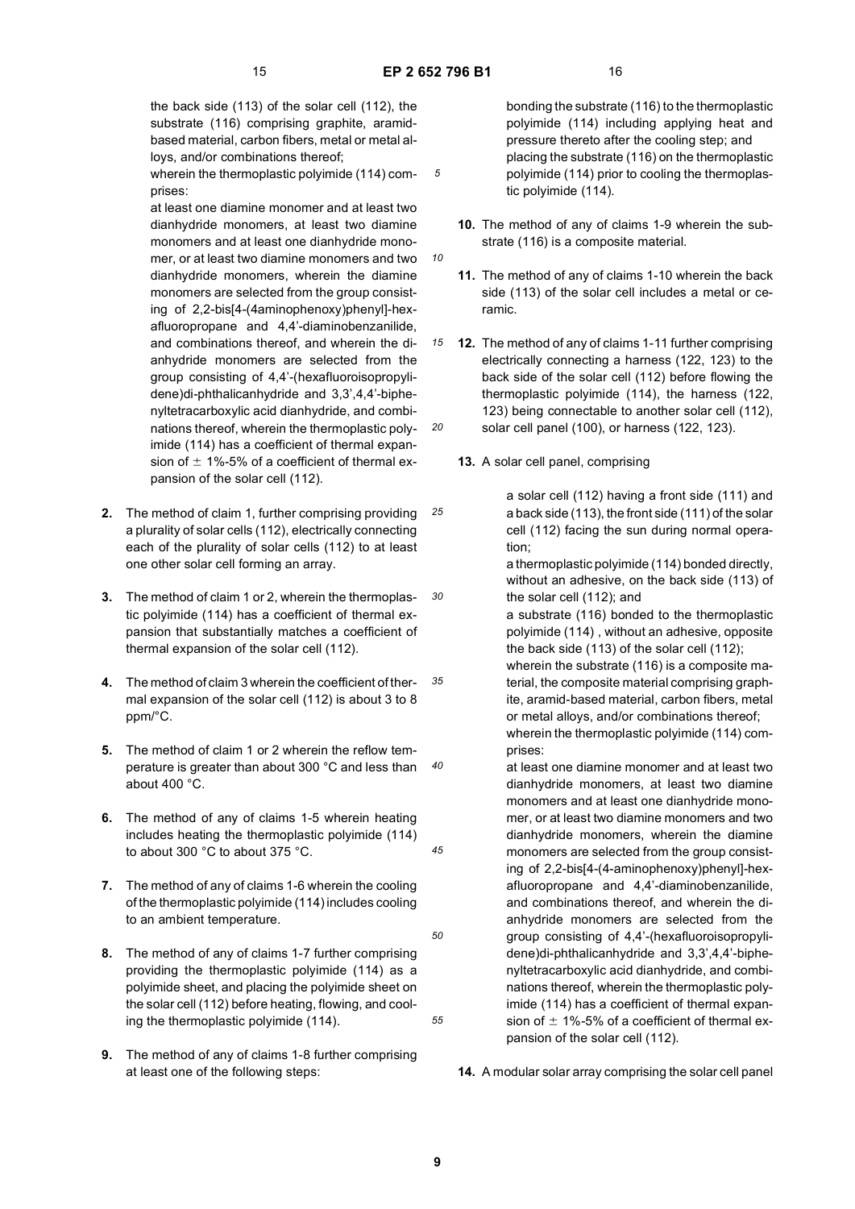the back side (113) of the solar cell (112), the substrate (116) comprising graphite, aramid-based material, carbon fibers, metal or metal alloys, and/or combinations thereof;

wherein the thermoplastic polyimide (114) comprises:

at least one diamine monomer and at least two dianhydride monomers, at least two diamine monomers and at least one dianhydride monomer, or at least two diamine monomers and two dianhydride monomers, wherein the diamine monomers are selected from the group consisting of 2,2-bis[4-(4aminophenoxy)phenyl]-hexafluoropropane and 4,4'-diaminobenzanilide, and combinations thereof, and wherein the dianhydride monomers are selected from the group consisting of 4,4'-(hexafluoroisopropylidene)di-phthalicanhydride and 3,3',4,4'-biphenyltetracarboxylic acid dianhydride, and combinations thereof, wherein the thermoplastic polyimide (114) has a coefficient of thermal expansion of ± 1%-5% of a coefficient of thermal expansion of the solar cell (112).

**2.** The method of claim 1, further comprising providing a plurality of solar cells (112), electrically connecting each of the plurality of solar cells (112) to at least one other solar cell forming an array.

**3.** The method of claim 1 or 2, wherein the thermoplastic polyimide (114) has a coefficient of thermal expansion that substantially matches a coefficient of thermal expansion of the solar cell (112).

**4.** The method of claim 3 wherein the coefficient of thermal expansion of the solar cell (112) is about 3 to 8 ppm/°C.

**5.** The method of claim 1 or 2 wherein the reflow temperature is greater than about 300 °C and less than about 400 °C.

**6.** The method of any of claims 1-5 wherein heating includes heating the thermoplastic polyimide (114) to about 300 °C to about 375 °C.

**7.** The method of any of claims 1-6 wherein the cooling of the thermoplastic polyimide (114) includes cooling to an ambient temperature.

**8.** The method of any of claims 1-7 further comprising providing the thermoplastic polyimide (114) as a polyimide sheet, and placing the polyimide sheet on the solar cell (112) before heating, flowing, and cooling the thermoplastic polyimide (114).

**9.** The method of any of claims 1-8 further comprising at least one of the following steps:

bonding the substrate (116) to the thermoplastic polyimide (114) including applying heat and pressure thereto after the cooling step; and placing the substrate (116) on the thermoplastic polyimide (114) prior to cooling the thermoplastic polyimide (114).

**10.** The method of any of claims 1-9 wherein the substrate (116) is a composite material.

**11.** The method of any of claims 1-10 wherein the back side (113) of the solar cell includes a metal or ceramic.

**12.** The method of any of claims 1-11 further comprising electrically connecting a harness (122, 123) to the back side of the solar cell (112) before flowing the thermoplastic polyimide (114), the harness (122, 123) being connectable to another solar cell (112), solar cell panel (100), or harness (122, 123).

**13.** A solar cell panel, comprising

a solar cell (112) having a front side (111) and a back side (113), the front side (111) of the solar cell (112) facing the sun during normal operation;

a thermoplastic polyimide (114) bonded directly, without an adhesive, on the back side (113) of the solar cell (112); and

a substrate (116) bonded to the thermoplastic polyimide (114) , without an adhesive, opposite the back side (113) of the solar cell (112);

wherein the substrate (116) is a composite material, the composite material comprising graphite, aramid-based material, carbon fibers, metal or metal alloys, and/or combinations thereof;

wherein the thermoplastic polyimide (114) comprises:

at least one diamine monomer and at least two dianhydride monomers, at least two diamine monomers and at least one dianhydride monomer, or at least two diamine monomers and two dianhydride monomers, wherein the diamine monomers are selected from the group consisting of 2,2-bis[4-(4-aminophenoxy)phenyl]-hexafluoropropane and 4,4'-diaminobenzanilide, and combinations thereof, and wherein the dianhydride monomers are selected from the group consisting of 4,4'-(hexafluoroisopropylidene)di-phthalicanhydride and 3,3',4,4'-biphenyltetracarboxylic acid dianhydride, and combinations thereof, wherein the thermoplastic polyimide (114) has a coefficient of thermal expansion of ± 1%-5% of a coefficient of thermal expansion of the solar cell (112).

**14.** A modular solar array comprising the solar cell panel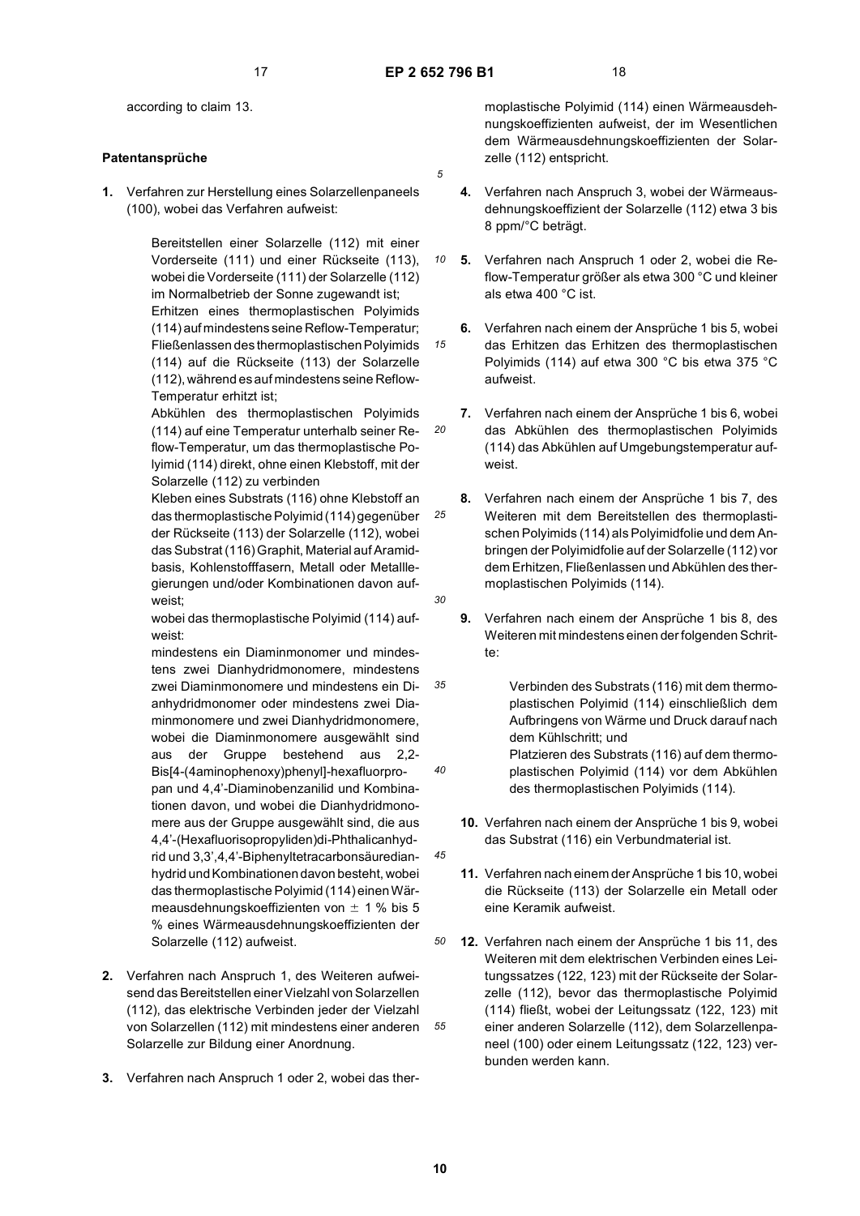according to claim 13.

## Patentansprüche

1. Verfahren zur Herstellung eines Solarzellenpaneels (100), wobei das Verfahren aufweist:

   Bereitstellen einer Solarzelle (112) mit einer Vorderseite (111) und einer Rückseite (113), wobei die Vorderseite (111) der Solarzelle (112) im Normalbetrieb der Sonne zugewandt ist;
   Erhitzen eines thermoplastischen Polyimids (114) auf mindestens seine Reflow-Temperatur;
   Fließenlassen des thermoplastischen Polyimids (114) auf die Rückseite (113) der Solarzelle (112), während es auf mindestens seine Reflow-Temperatur erhitzt ist;
   Abkühlen des thermoplastischen Polyimids (114) auf eine Temperatur unterhalb seiner Reflow-Temperatur, um das thermoplastische Polyimid (114) direkt, ohne einen Klebstoff, mit der Solarzelle (112) zu verbinden
   Kleben eines Substrats (116) ohne Klebstoff an das thermoplastische Polyimid (114) gegenüber der Rückseite (113) der Solarzelle (112), wobei das Substrat (116) Graphit, Material auf Aramidbasis, Kohlenstofffasern, Metall oder Metalllegierungen und/oder Kombinationen davon aufweist;
   wobei das thermoplastische Polyimid (114) aufweist:
   mindestens ein Diaminmonomer und mindestens zwei Dianhydridmonomere, mindestens zwei Diaminmonomere und mindestens ein Dianhydridmonomer oder mindestens zwei Diaminmonomere und zwei Dianhydridmonomere, wobei die Diaminmonomere ausgewählt sind aus der Gruppe bestehend aus 2,2-Bis[4-(4aminophenoxy)phenyl]-hexafluorpropan und 4,4'-Diaminobenzanilid und Kombinationen davon, und wobei die Dianhydridmonomere aus der Gruppe ausgewählt sind, die aus 4,4'-(Hexafluorisopropyliden)di-Phthalicanhydrid und 3,3',4,4'-Biphenyltetracarbonsäuredianhydrid und Kombinationen davon besteht, wobei das thermoplastische Polyimid (114) einen Wärmeausdehnungskoeffizienten von ± 1 % bis 5 % eines Wärmeausdehnungskoeffizienten der Solarzelle (112) aufweist.

2. Verfahren nach Anspruch 1, des Weiteren aufweisend das Bereitstellen einer Vielzahl von Solarzellen (112), das elektrische Verbinden jeder der Vielzahl von Solarzellen (112) mit mindestens einer anderen Solarzelle zur Bildung einer Anordnung.

3. Verfahren nach Anspruch 1 oder 2, wobei das thermoplastische Polyimid (114) einen Wärmeausdehnungskoeffizienten aufweist, der im Wesentlichen dem Wärmeausdehnungskoeffizienten der Solarzelle (112) entspricht.

4. Verfahren nach Anspruch 3, wobei der Wärmeausdehnungskoeffizient der Solarzelle (112) etwa 3 bis 8 ppm/°C beträgt.

5. Verfahren nach Anspruch 1 oder 2, wobei die Reflow-Temperatur größer als etwa 300 °C und kleiner als etwa 400 °C ist.

6. Verfahren nach einem der Ansprüche 1 bis 5, wobei das Erhitzen das Erhitzen des thermoplastischen Polyimids (114) auf etwa 300 °C bis etwa 375 °C aufweist.

7. Verfahren nach einem der Ansprüche 1 bis 6, wobei das Abkühlen des thermoplastischen Polyimids (114) das Abkühlen auf Umgebungstemperatur aufweist.

8. Verfahren nach einem der Ansprüche 1 bis 7, des Weiteren mit dem Bereitstellen des thermoplastischen Polyimids (114) als Polyimidfolie und dem Anbringen der Polyimidfolie auf der Solarzelle (112) vor dem Erhitzen, Fließenlassen und Abkühlen des thermoplastischen Polyimids (114).

9. Verfahren nach einem der Ansprüche 1 bis 8, des Weiteren mit mindestens einen der folgenden Schritte:

   Verbinden des Substrats (116) mit dem thermoplastischen Polyimid (114) einschließlich dem Aufbringens von Wärme und Druck darauf nach dem Kühlschritt; und
   Platzieren des Substrats (116) auf dem thermoplastischen Polyimid (114) vor dem Abkühlen des thermoplastischen Polyimids (114).

10. Verfahren nach einem der Ansprüche 1 bis 9, wobei das Substrat (116) ein Verbundmaterial ist.

11. Verfahren nach einem der Ansprüche 1 bis 10, wobei die Rückseite (113) der Solarzelle ein Metall oder eine Keramik aufweist.

12. Verfahren nach einem der Ansprüche 1 bis 11, des Weiteren mit dem elektrischen Verbinden eines Leitungssatzes (122, 123) mit der Rückseite der Solarzelle (112), bevor das thermoplastische Polyimid (114) fließt, wobei der Leitungssatz (122, 123) mit einer anderen Solarzelle (112), dem Solarzellenpaneel (100) oder einem Leitungssatz (122, 123) verbunden werden kann.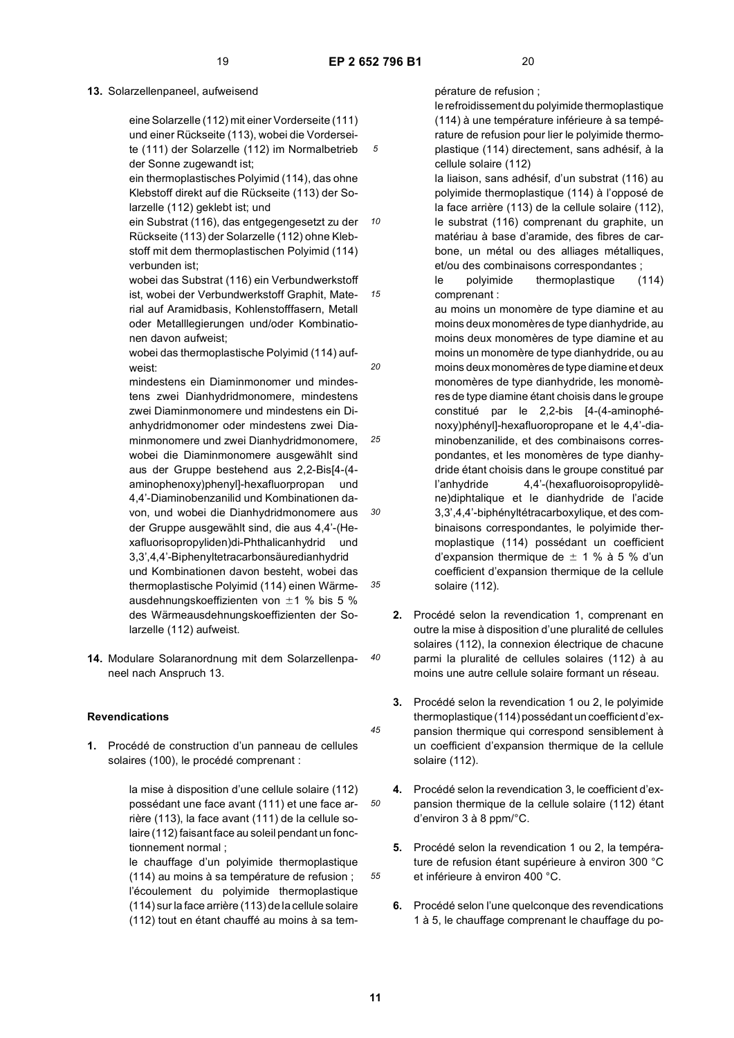13. Solarzellenpaneel, aufweisend

eine Solarzelle (112) mit einer Vorderseite (111) und einer Rückseite (113), wobei die Vorderseite (111) der Solarzelle (112) im Normalbetrieb der Sonne zugewandt ist;
ein thermoplastisches Polyimid (114), das ohne Klebstoff direkt auf die Rückseite (113) der Solarzelle (112) geklebt ist; und
ein Substrat (116), das entgegengesetzt zu der Rückseite (113) der Solarzelle (112) ohne Klebstoff mit dem thermoplastischen Polyimid (114) verbunden ist;
wobei das Substrat (116) ein Verbundwerkstoff ist, wobei der Verbundwerkstoff Graphit, Material auf Aramidbasis, Kohlenstofffasern, Metall oder Metalllegierungen und/oder Kombinationen davon aufweist;
wobei das thermoplastische Polyimid (114) aufweist:
mindestens ein Diaminmonomer und mindestens zwei Dianhydridmonomere, mindestens zwei Diaminmonomere und mindestens ein Dianhydridmonomer oder mindestens zwei Diaminmonomere und zwei Dianhydridmonomere, wobei die Diaminmonomere ausgewählt sind aus der Gruppe bestehend aus 2,2-Bis[4-(4-aminophenoxy)phenyl]-hexafluorpropan und 4,4'-Diaminobenzanilid und Kombinationen davon, und wobei die Dianhydridmonomere aus der Gruppe ausgewählt sind, die aus 4,4'-(Hexafluorisopropyliden)di-Phthalicanhydrid und 3,3',4,4'-Biphenyltetracarbonsäuredianhydrid und Kombinationen davon besteht, wobei das thermoplastische Polyimid (114) einen Wärmeausdehnungskoeffizienten von ±1 % bis 5 % des Wärmeausdehnungskoeffizienten der Solarzelle (112) aufweist.

14. Modulare Solaranordnung mit dem Solarzellenpaneel nach Anspruch 13.

## Revendications

1. Procédé de construction d'un panneau de cellules solaires (100), le procédé comprenant :

la mise à disposition d'une cellule solaire (112) possédant une face avant (111) et une face arrière (113), la face avant (111) de la cellule solaire (112) faisant face au soleil pendant un fonctionnement normal ;
le chauffage d'un polyimide thermoplastique (114) au moins à sa température de refusion ;
l'écoulement du polyimide thermoplastique (114) sur la face arrière (113) de la cellule solaire (112) tout en étant chauffé au moins à sa température de refusion ;
le refroidissement du polyimide thermoplastique (114) à une température inférieure à sa température de refusion pour lier le polyimide thermoplastique (114) directement, sans adhésif, à la cellule solaire (112)
la liaison, sans adhésif, d'un substrat (116) au polyimide thermoplastique (114) à l'opposé de la face arrière (113) de la cellule solaire (112), le substrat (116) comprenant du graphite, un matériau à base d'aramide, des fibres de carbone, un métal ou des alliages métalliques, et/ou des combinaisons correspondantes ;
le polyimide thermoplastique (114) comprenant :
au moins un monomère de type diamine et au moins deux monomères de type dianhydride, au moins deux monomères de type diamine et au moins un monomère de type dianhydride, ou au moins deux monomères de type diamine et deux monomères de type dianhydride, les monomères de type diamine étant choisis dans le groupe constitué par le 2,2-bis [4-(4-aminophénoxy)phényl]-hexafluoropropane et le 4,4'-diaminobenzanilide, et des combinaisons correspondantes, et les monomères de type dianhydride étant choisis dans le groupe constitué par l'anhydride 4,4'-(hexafluoroisopropylidène)diphtalique et le dianhydride de l'acide 3,3',4,4'-biphényltétracarboxylique, et des combinaisons correspondantes, le polyimide thermoplastique (114) possédant un coefficient d'expansion thermique de ± 1 % à 5 % d'un coefficient d'expansion thermique de la cellule solaire (112).

2. Procédé selon la revendication 1, comprenant en outre la mise à disposition d'une pluralité de cellules solaires (112), la connexion électrique de chacune parmi la pluralité de cellules solaires (112) à au moins une autre cellule solaire formant un réseau.

3. Procédé selon la revendication 1 ou 2, le polyimide thermoplastique (114) possédant un coefficient d'expansion thermique qui correspond sensiblement à un coefficient d'expansion thermique de la cellule solaire (112).

4. Procédé selon la revendication 3, le coefficient d'expansion thermique de la cellule solaire (112) étant d'environ 3 à 8 ppm/°C.

5. Procédé selon la revendication 1 ou 2, la température de refusion étant supérieure à environ 300 °C et inférieure à environ 400 °C.

6. Procédé selon l'une quelconque des revendications 1 à 5, le chauffage comprenant le chauffage du po-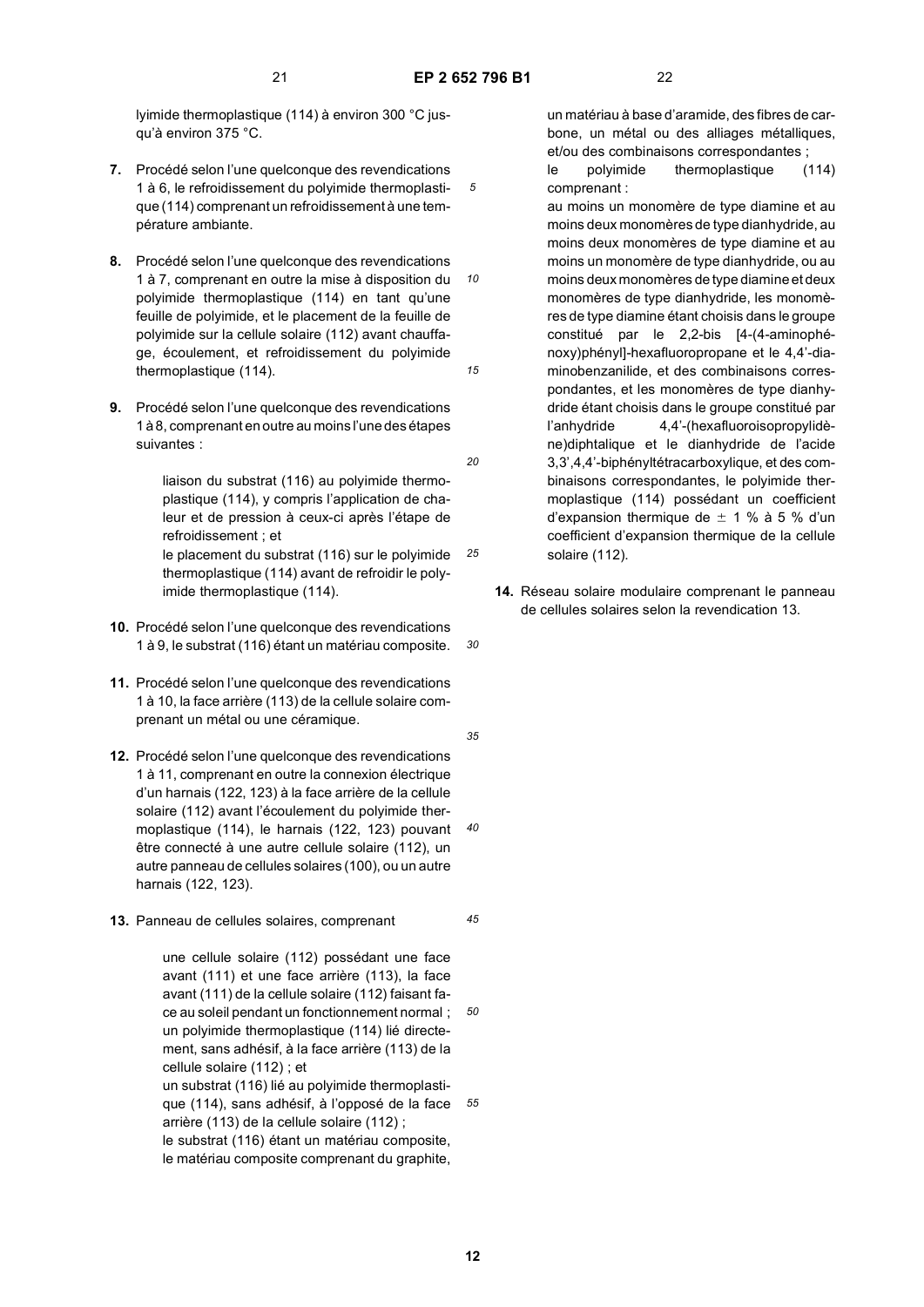lyimide thermoplastique (114) à environ 300 °C jusqu'à environ 375 °C.

**7.** Procédé selon l'une quelconque des revendications 1 à 6, le refroidissement du polyimide thermoplastique (114) comprenant un refroidissement à une température ambiante.

**8.** Procédé selon l'une quelconque des revendications 1 à 7, comprenant en outre la mise à disposition du polyimide thermoplastique (114) en tant qu'une feuille de polyimide, et le placement de la feuille de polyimide sur la cellule solaire (112) avant chauffage, écoulement, et refroidissement du polyimide thermoplastique (114).

**9.** Procédé selon l'une quelconque des revendications 1 à 8, comprenant en outre au moins l'une des étapes suivantes :

> liaison du substrat (116) au polyimide thermoplastique (114), y compris l'application de chaleur et de pression à ceux-ci après l'étape de refroidissement ; et
> le placement du substrat (116) sur le polyimide thermoplastique (114) avant de refroidir le polyimide thermoplastique (114).

**10.** Procédé selon l'une quelconque des revendications 1 à 9, le substrat (116) étant un matériau composite.

**11.** Procédé selon l'une quelconque des revendications 1 à 10, la face arrière (113) de la cellule solaire comprenant un métal ou une céramique.

**12.** Procédé selon l'une quelconque des revendications 1 à 11, comprenant en outre la connexion électrique d'un harnais (122, 123) à la face arrière de la cellule solaire (112) avant l'écoulement du polyimide thermoplastique (114), le harnais (122, 123) pouvant être connecté à une autre cellule solaire (112), un autre panneau de cellules solaires (100), ou un autre harnais (122, 123).

**13.** Panneau de cellules solaires, comprenant

> une cellule solaire (112) possédant une face avant (111) et une face arrière (113), la face avant (111) de la cellule solaire (112) faisant face au soleil pendant un fonctionnement normal ;
> un polyimide thermoplastique (114) lié directement, sans adhésif, à la face arrière (113) de la cellule solaire (112) ; et
> un substrat (116) lié au polyimide thermoplastique (114), sans adhésif, à l'opposé de la face arrière (113) de la cellule solaire (112) ;
> le substrat (116) étant un matériau composite, le matériau composite comprenant du graphite, un matériau à base d'aramide, des fibres de carbone, un métal ou des alliages métalliques, et/ou des combinaisons correspondantes ;
> le polyimide thermoplastique (114) comprenant :
> au moins un monomère de type diamine et au moins deux monomères de type dianhydride, au moins deux monomères de type diamine et au moins un monomère de type dianhydride, ou au moins deux monomères de type diamine et deux monomères de type dianhydride, les monomères de type diamine étant choisis dans le groupe constitué par le 2,2-bis [4-(4-aminophénoxy)phényl]-hexafluoropropane et le 4,4'-diaminobenzanilide, et des combinaisons correspondantes, et les monomères de type dianhydride étant choisis dans le groupe constitué par l'anhydride 4,4'-(hexafluoroisopropylidène)diphtalique et le dianhydride de l'acide 3,3',4,4'-biphényltétracarboxylique, et des combinaisons correspondantes, le polyimide thermoplastique (114) possédant un coefficient d'expansion thermique de $\pm$ 1 % à 5 % d'un coefficient d'expansion thermique de la cellule solaire (112).

**14.** Réseau solaire modulaire comprenant le panneau de cellules solaires selon la revendication 13.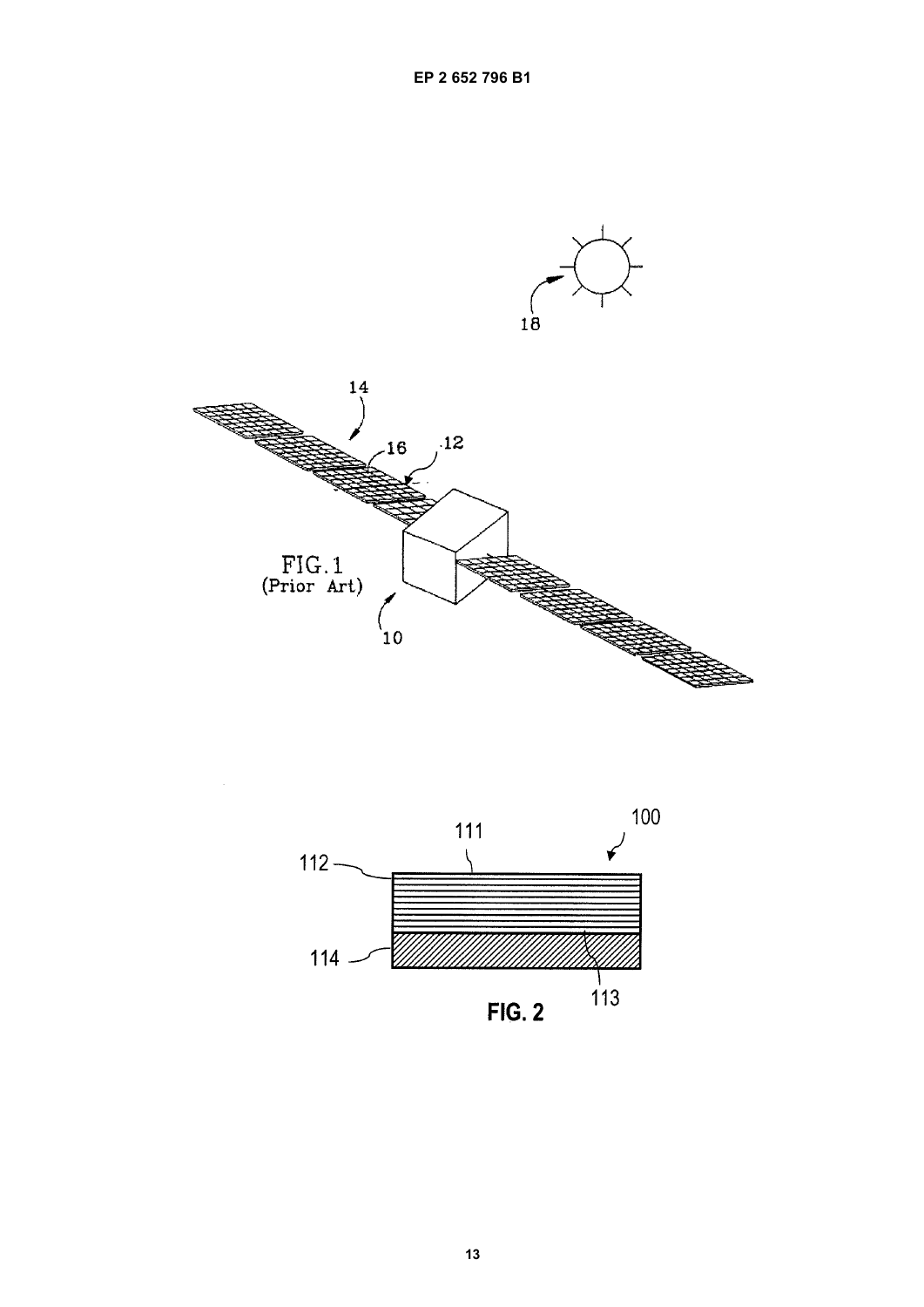FIG. 1
(Prior Art)

FIG. 2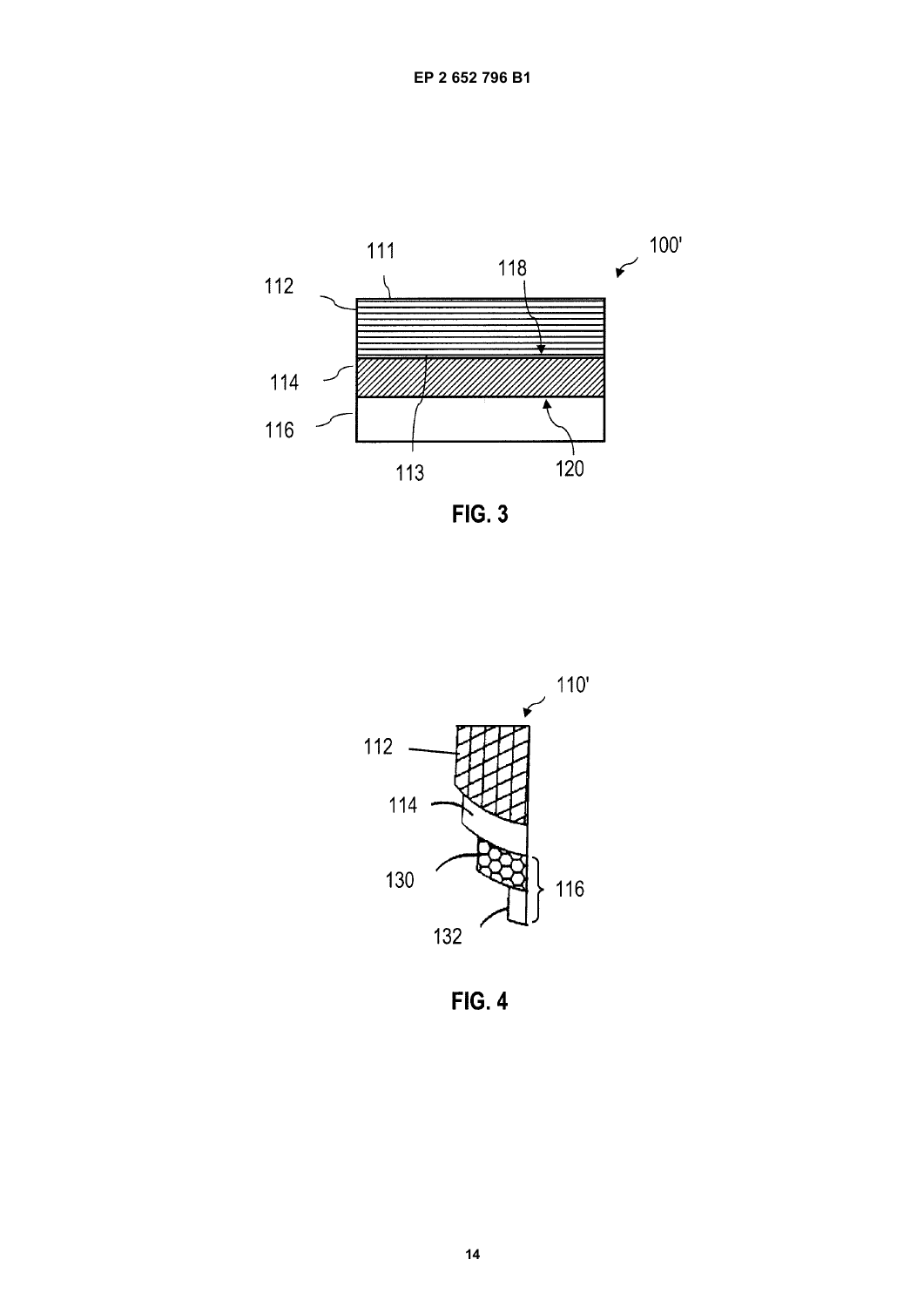FIG. 3

FIG. 4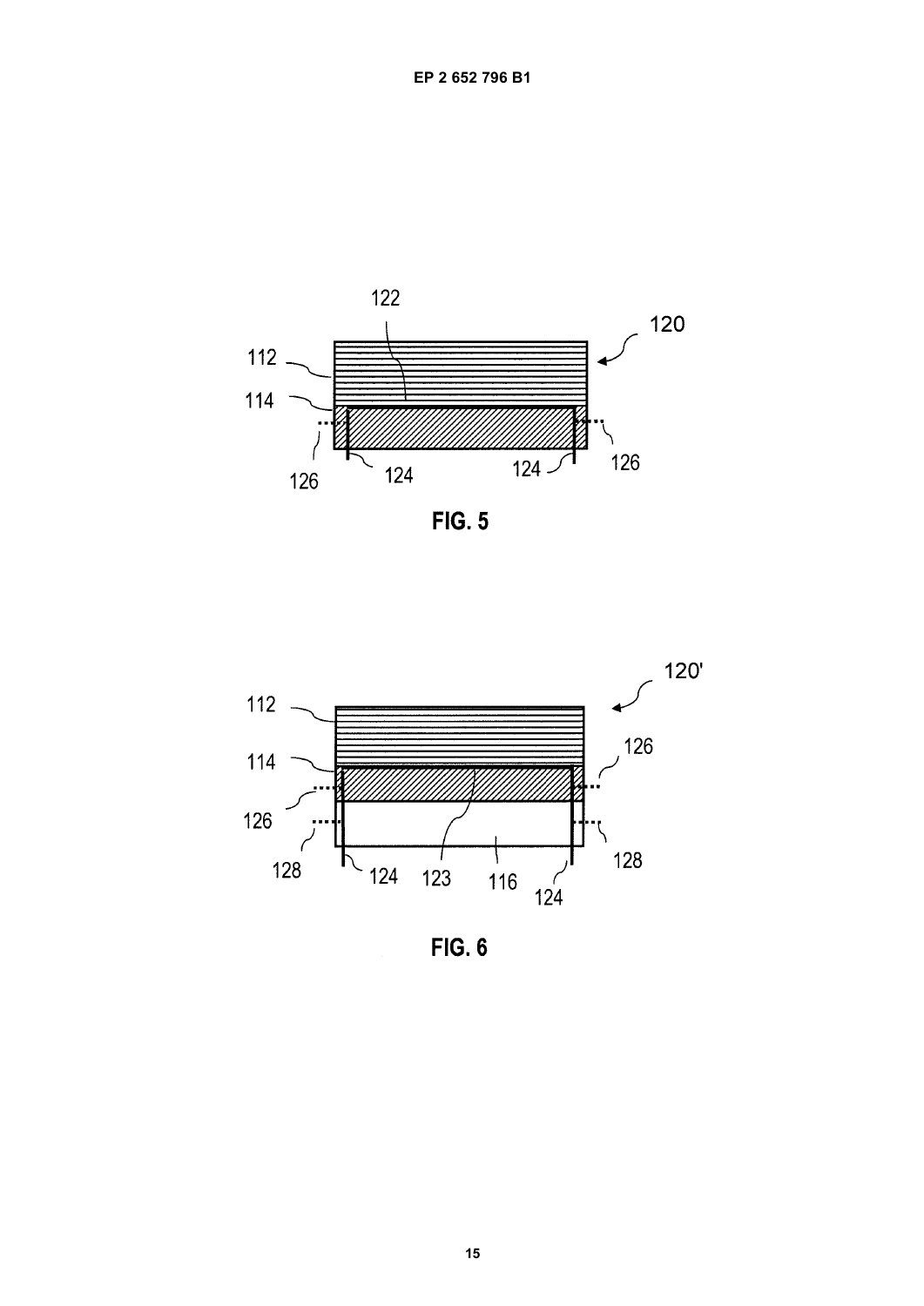FIG. 5

FIG. 6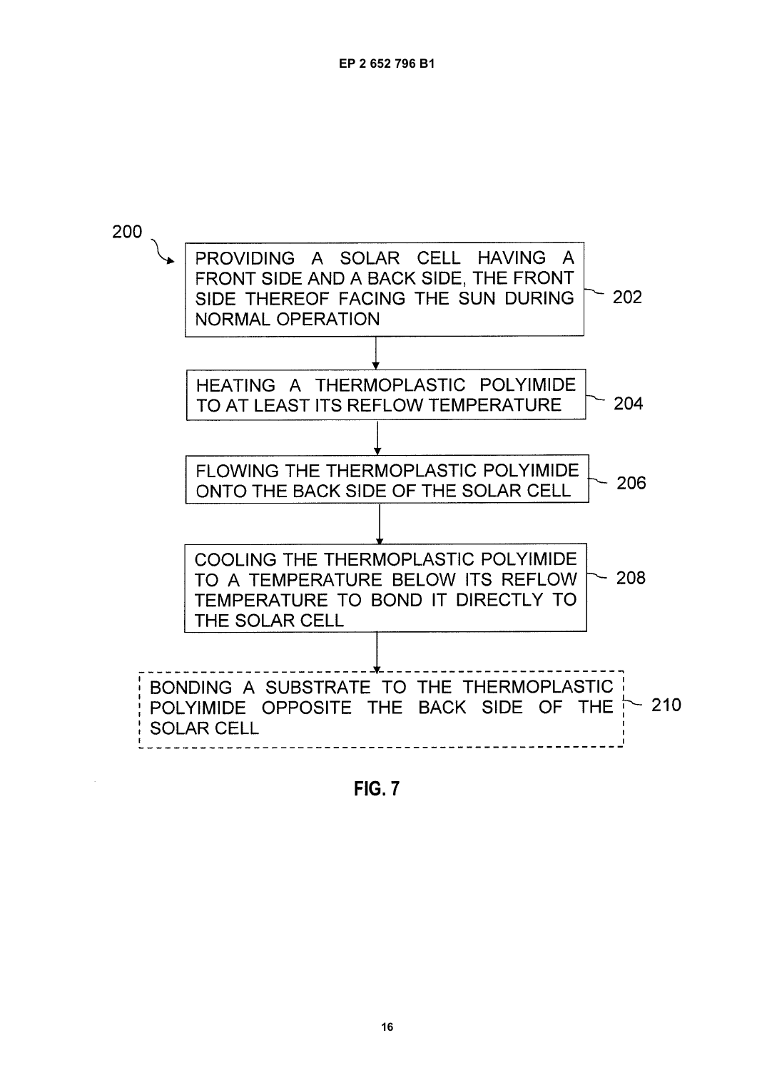200

PROVIDING A SOLAR CELL HAVING A FRONT SIDE AND A BACK SIDE, THE FRONT SIDE THEREOF FACING THE SUN DURING NORMAL OPERATION — 202

HEATING A THERMOPLASTIC POLYIMIDE TO AT LEAST ITS REFLOW TEMPERATURE — 204

FLOWING THE THERMOPLASTIC POLYIMIDE ONTO THE BACK SIDE OF THE SOLAR CELL — 206

COOLING THE THERMOPLASTIC POLYIMIDE TO A TEMPERATURE BELOW ITS REFLOW TEMPERATURE TO BOND IT DIRECTLY TO THE SOLAR CELL — 208

BONDING A SUBSTRATE TO THE THERMOPLASTIC POLYIMIDE OPPOSITE THE BACK SIDE OF THE SOLAR CELL — 210

FIG. 7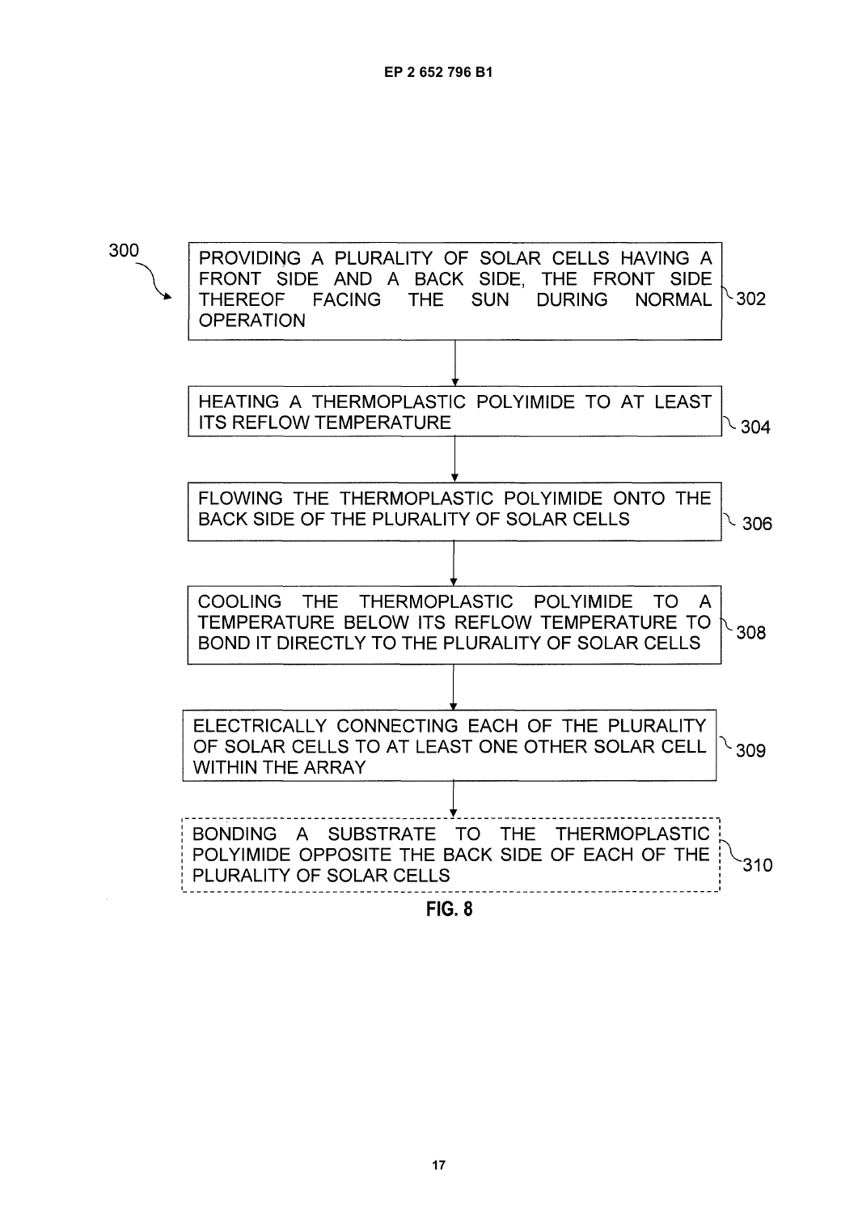300

PROVIDING A PLURALITY OF SOLAR CELLS HAVING A FRONT SIDE AND A BACK SIDE, THE FRONT SIDE THEREOF FACING THE SUN DURING NORMAL OPERATION — 302

HEATING A THERMOPLASTIC POLYIMIDE TO AT LEAST ITS REFLOW TEMPERATURE — 304

FLOWING THE THERMOPLASTIC POLYIMIDE ONTO THE BACK SIDE OF THE PLURALITY OF SOLAR CELLS — 306

COOLING THE THERMOPLASTIC POLYIMIDE TO A TEMPERATURE BELOW ITS REFLOW TEMPERATURE TO BOND IT DIRECTLY TO THE PLURALITY OF SOLAR CELLS — 308

ELECTRICALLY CONNECTING EACH OF THE PLURALITY OF SOLAR CELLS TO AT LEAST ONE OTHER SOLAR CELL WITHIN THE ARRAY — 309

BONDING A SUBSTRATE TO THE THERMOPLASTIC POLYIMIDE OPPOSITE THE BACK SIDE OF EACH OF THE PLURALITY OF SOLAR CELLS — 310

FIG. 8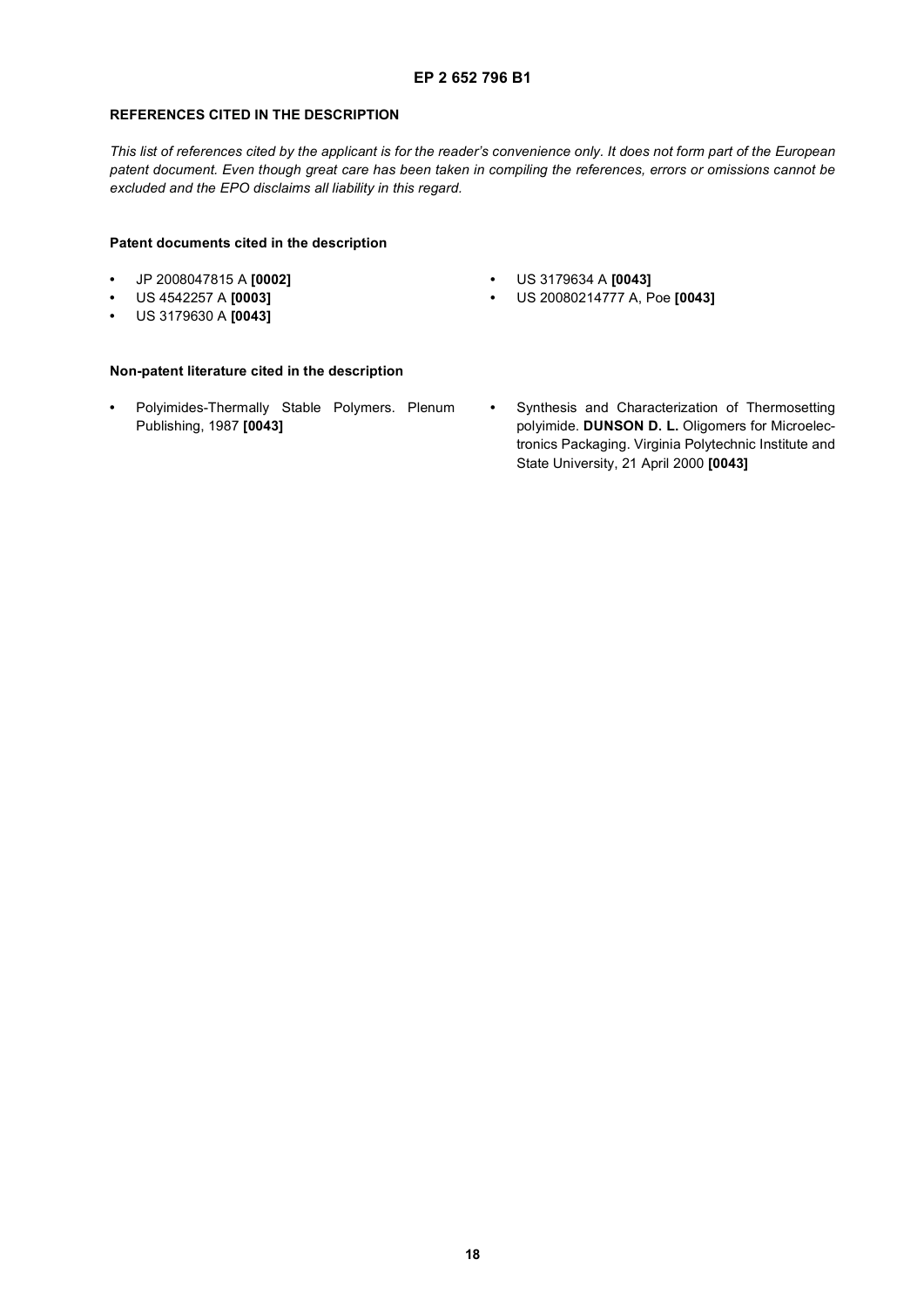## REFERENCES CITED IN THE DESCRIPTION

*This list of references cited by the applicant is for the reader's convenience only. It does not form part of the European patent document. Even though great care has been taken in compiling the references, errors or omissions cannot be excluded and the EPO disclaims all liability in this regard.*

### Patent documents cited in the description

- JP 2008047815 A **[0002]**
- US 4542257 A **[0003]**
- US 3179630 A **[0043]**
- US 3179634 A **[0043]**
- US 20080214777 A, Poe **[0043]**

### Non-patent literature cited in the description

- Polyimides-Thermally Stable Polymers. Plenum Publishing, 1987 **[0043]**
- Synthesis and Characterization of Thermosetting polyimide. **DUNSON D. L.** Oligomers for Microelectronics Packaging. Virginia Polytechnic Institute and State University, 21 April 2000 **[0043]**